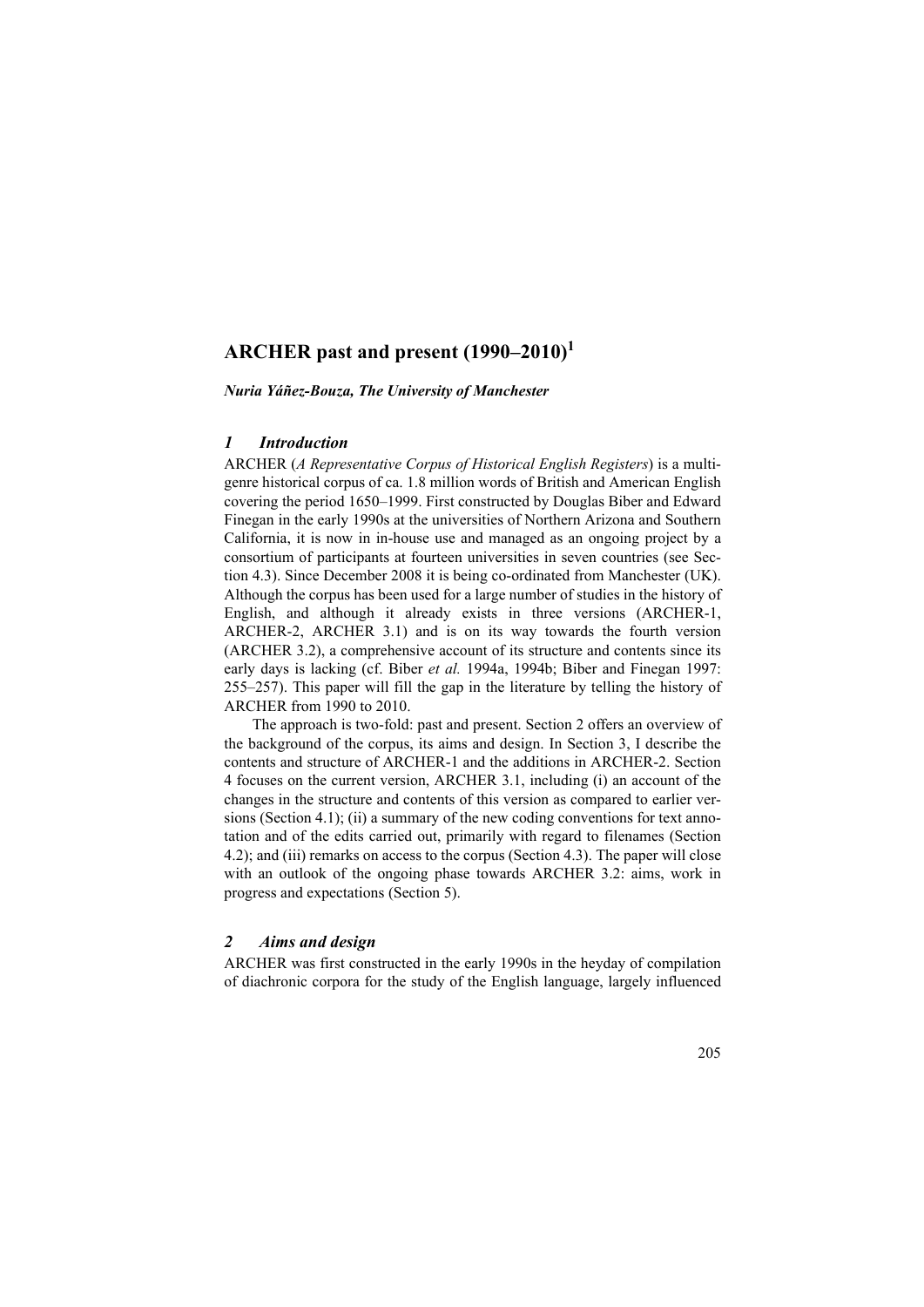# ARCHER past and present (1990–2010)[1]

***Nuria Yáñez-Bouza, The University of Manchester***

## *1 Introduction*

ARCHER (*A Representative Corpus of Historical English Registers*) is a multi-genre historical corpus of ca. 1.8 million words of British and American English covering the period 1650–1999. First constructed by Douglas Biber and Edward Finegan in the early 1990s at the universities of Northern Arizona and Southern California, it is now in in-house use and managed as an ongoing project by a consortium of participants at fourteen universities in seven countries (see Section 4.3). Since December 2008 it is being co-ordinated from Manchester (UK). Although the corpus has been used for a large number of studies in the history of English, and although it already exists in three versions (ARCHER-1, ARCHER-2, ARCHER 3.1) and is on its way towards the fourth version (ARCHER 3.2), a comprehensive account of its structure and contents since its early days is lacking (cf. Biber *et al.* 1994a, 1994b; Biber and Finegan 1997: 255–257). This paper will fill the gap in the literature by telling the history of ARCHER from 1990 to 2010.

The approach is two-fold: past and present. Section 2 offers an overview of the background of the corpus, its aims and design. In Section 3, I describe the contents and structure of ARCHER-1 and the additions in ARCHER-2. Section 4 focuses on the current version, ARCHER 3.1, including (i) an account of the changes in the structure and contents of this version as compared to earlier versions (Section 4.1); (ii) a summary of the new coding conventions for text annotation and of the edits carried out, primarily with regard to filenames (Section 4.2); and (iii) remarks on access to the corpus (Section 4.3). The paper will close with an outlook of the ongoing phase towards ARCHER 3.2: aims, work in progress and expectations (Section 5).

## *2 Aims and design*

ARCHER was first constructed in the early 1990s in the heyday of compilation of diachronic corpora for the study of the English language, largely influenced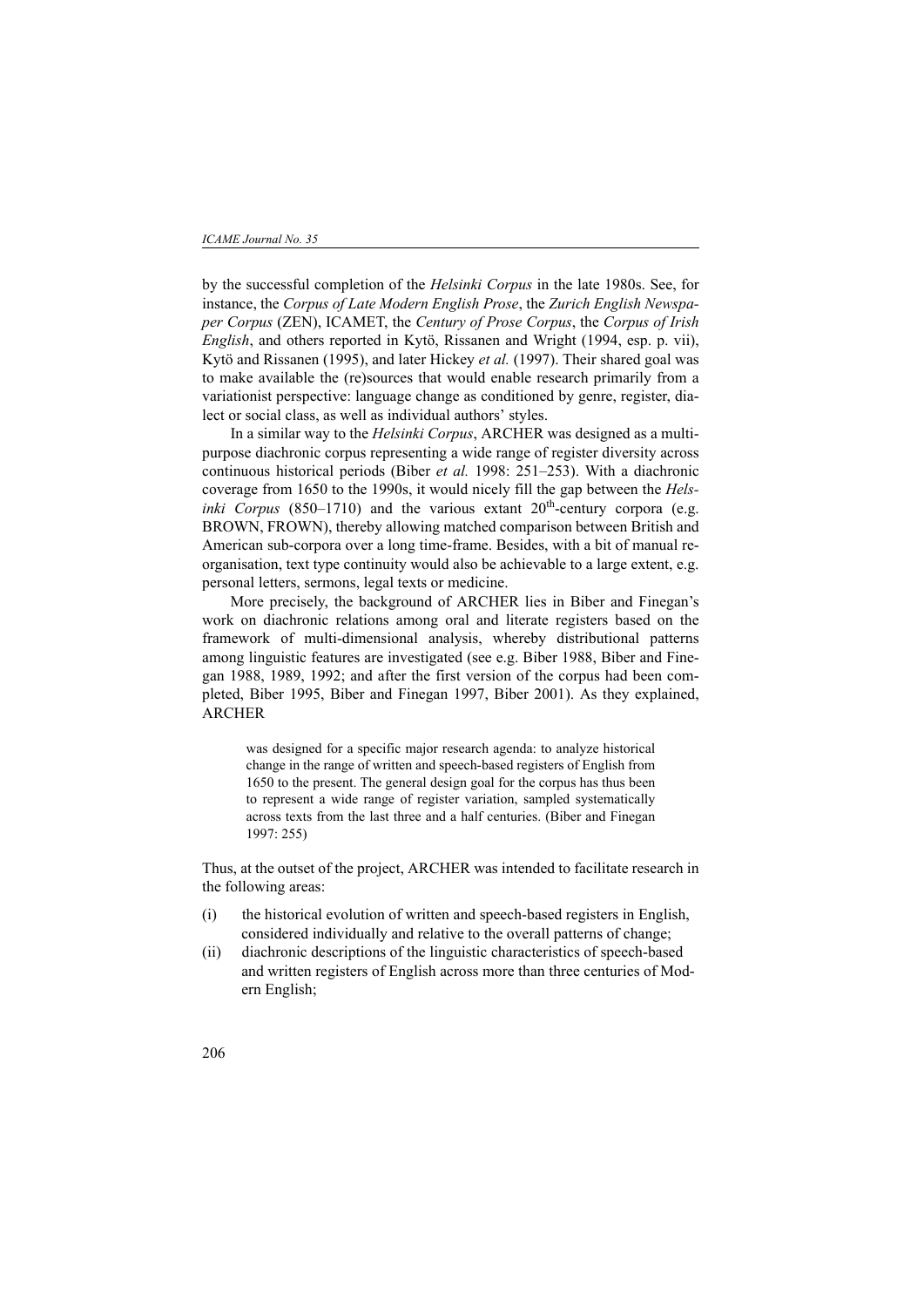by the successful completion of the *Helsinki Corpus* in the late 1980s. See, for instance, the *Corpus of Late Modern English Prose*, the *Zurich English Newspaper Corpus* (ZEN), ICAMET, the *Century of Prose Corpus*, the *Corpus of Irish English*, and others reported in Kytö, Rissanen and Wright (1994, esp. p. vii), Kytö and Rissanen (1995), and later Hickey *et al.* (1997). Their shared goal was to make available the (re)sources that would enable research primarily from a variationist perspective: language change as conditioned by genre, register, dialect or social class, as well as individual authors' styles.

In a similar way to the *Helsinki Corpus*, ARCHER was designed as a multi-purpose diachronic corpus representing a wide range of register diversity across continuous historical periods (Biber *et al.* 1998: 251–253). With a diachronic coverage from 1650 to the 1990s, it would nicely fill the gap between the *Helsinki Corpus* (850–1710) and the various extant 20th-century corpora (e.g. BROWN, FROWN), thereby allowing matched comparison between British and American sub-corpora over a long time-frame. Besides, with a bit of manual re-organisation, text type continuity would also be achievable to a large extent, e.g. personal letters, sermons, legal texts or medicine.

More precisely, the background of ARCHER lies in Biber and Finegan's work on diachronic relations among oral and literate registers based on the framework of multi-dimensional analysis, whereby distributional patterns among linguistic features are investigated (see e.g. Biber 1988, Biber and Finegan 1988, 1989, 1992; and after the first version of the corpus had been completed, Biber 1995, Biber and Finegan 1997, Biber 2001). As they explained, ARCHER

> was designed for a specific major research agenda: to analyze historical change in the range of written and speech-based registers of English from 1650 to the present. The general design goal for the corpus has thus been to represent a wide range of register variation, sampled systematically across texts from the last three and a half centuries. (Biber and Finegan 1997: 255)

Thus, at the outset of the project, ARCHER was intended to facilitate research in the following areas:

(i) the historical evolution of written and speech-based registers in English, considered individually and relative to the overall patterns of change;

(ii) diachronic descriptions of the linguistic characteristics of speech-based and written registers of English across more than three centuries of Modern English;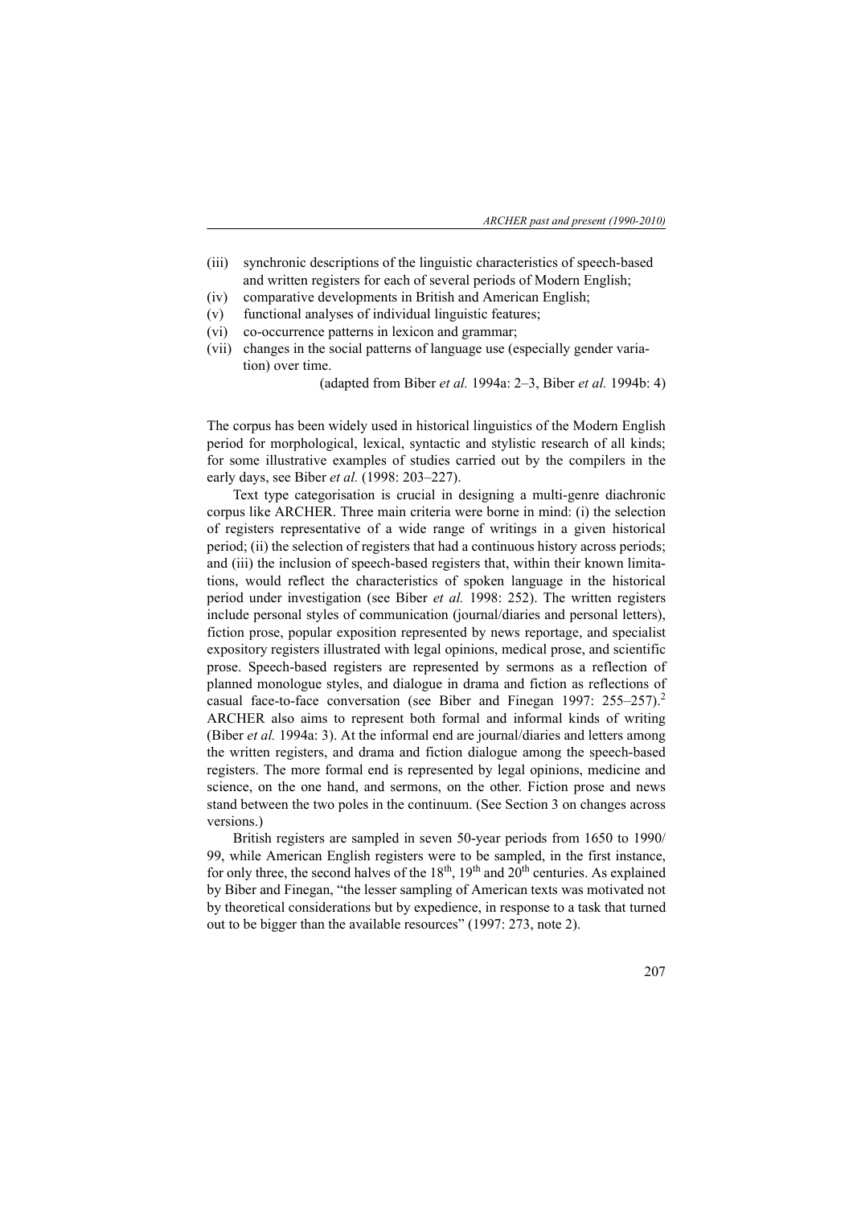(iii) synchronic descriptions of the linguistic characteristics of speech-based and written registers for each of several periods of Modern English;
(iv) comparative developments in British and American English;
(v) functional analyses of individual linguistic features;
(vi) co-occurrence patterns in lexicon and grammar;
(vii) changes in the social patterns of language use (especially gender variation) over time.

(adapted from Biber *et al.* 1994a: 2–3, Biber *et al.* 1994b: 4)

The corpus has been widely used in historical linguistics of the Modern English period for morphological, lexical, syntactic and stylistic research of all kinds; for some illustrative examples of studies carried out by the compilers in the early days, see Biber *et al.* (1998: 203–227).

Text type categorisation is crucial in designing a multi-genre diachronic corpus like ARCHER. Three main criteria were borne in mind: (i) the selection of registers representative of a wide range of writings in a given historical period; (ii) the selection of registers that had a continuous history across periods; and (iii) the inclusion of speech-based registers that, within their known limitations, would reflect the characteristics of spoken language in the historical period under investigation (see Biber *et al.* 1998: 252). The written registers include personal styles of communication (journal/diaries and personal letters), fiction prose, popular exposition represented by news reportage, and specialist expository registers illustrated with legal opinions, medical prose, and scientific prose. Speech-based registers are represented by sermons as a reflection of planned monologue styles, and dialogue in drama and fiction as reflections of casual face-to-face conversation (see Biber and Finegan 1997: 255–257).[2] ARCHER also aims to represent both formal and informal kinds of writing (Biber *et al.* 1994a: 3). At the informal end are journal/diaries and letters among the written registers, and drama and fiction dialogue among the speech-based registers. The more formal end is represented by legal opinions, medicine and science, on the one hand, and sermons, on the other. Fiction prose and news stand between the two poles in the continuum. (See Section 3 on changes across versions.)

British registers are sampled in seven 50-year periods from 1650 to 1990/99, while American English registers were to be sampled, in the first instance, for only three, the second halves of the 18th, 19th and 20th centuries. As explained by Biber and Finegan, "the lesser sampling of American texts was motivated not by theoretical considerations but by expedience, in response to a task that turned out to be bigger than the available resources" (1997: 273, note 2).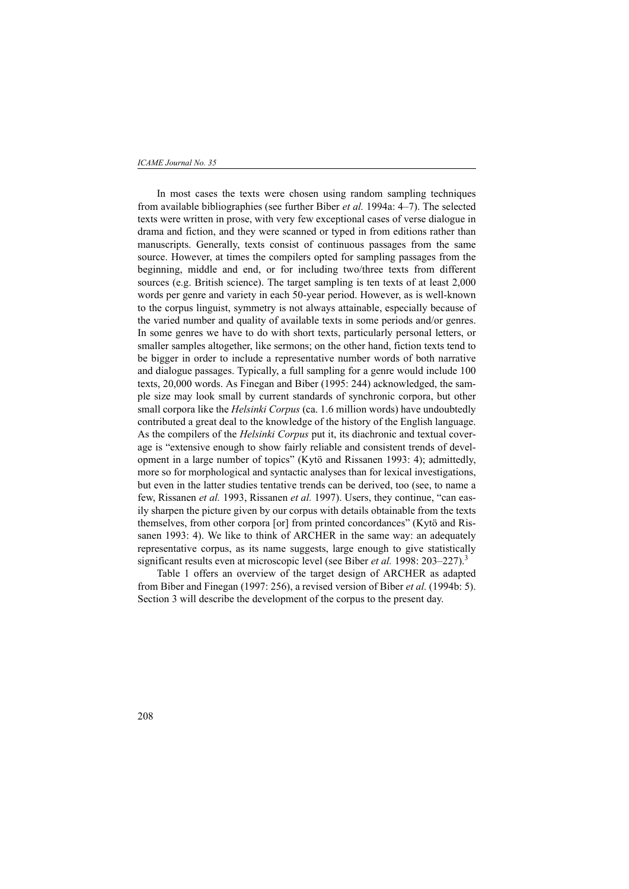In most cases the texts were chosen using random sampling techniques from available bibliographies (see further Biber *et al.* 1994a: 4–7). The selected texts were written in prose, with very few exceptional cases of verse dialogue in drama and fiction, and they were scanned or typed in from editions rather than manuscripts. Generally, texts consist of continuous passages from the same source. However, at times the compilers opted for sampling passages from the beginning, middle and end, or for including two/three texts from different sources (e.g. British science). The target sampling is ten texts of at least 2,000 words per genre and variety in each 50-year period. However, as is well-known to the corpus linguist, symmetry is not always attainable, especially because of the varied number and quality of available texts in some periods and/or genres. In some genres we have to do with short texts, particularly personal letters, or smaller samples altogether, like sermons; on the other hand, fiction texts tend to be bigger in order to include a representative number words of both narrative and dialogue passages. Typically, a full sampling for a genre would include 100 texts, 20,000 words. As Finegan and Biber (1995: 244) acknowledged, the sample size may look small by current standards of synchronic corpora, but other small corpora like the *Helsinki Corpus* (ca. 1.6 million words) have undoubtedly contributed a great deal to the knowledge of the history of the English language. As the compilers of the *Helsinki Corpus* put it, its diachronic and textual coverage is "extensive enough to show fairly reliable and consistent trends of development in a large number of topics" (Kytö and Rissanen 1993: 4); admittedly, more so for morphological and syntactic analyses than for lexical investigations, but even in the latter studies tentative trends can be derived, too (see, to name a few, Rissanen *et al.* 1993, Rissanen *et al.* 1997). Users, they continue, "can easily sharpen the picture given by our corpus with details obtainable from the texts themselves, from other corpora [or] from printed concordances" (Kytö and Rissanen 1993: 4). We like to think of ARCHER in the same way: an adequately representative corpus, as its name suggests, large enough to give statistically significant results even at microscopic level (see Biber *et al.* 1998: 203–227).[3]

Table 1 offers an overview of the target design of ARCHER as adapted from Biber and Finegan (1997: 256), a revised version of Biber *et al.* (1994b: 5). Section 3 will describe the development of the corpus to the present day.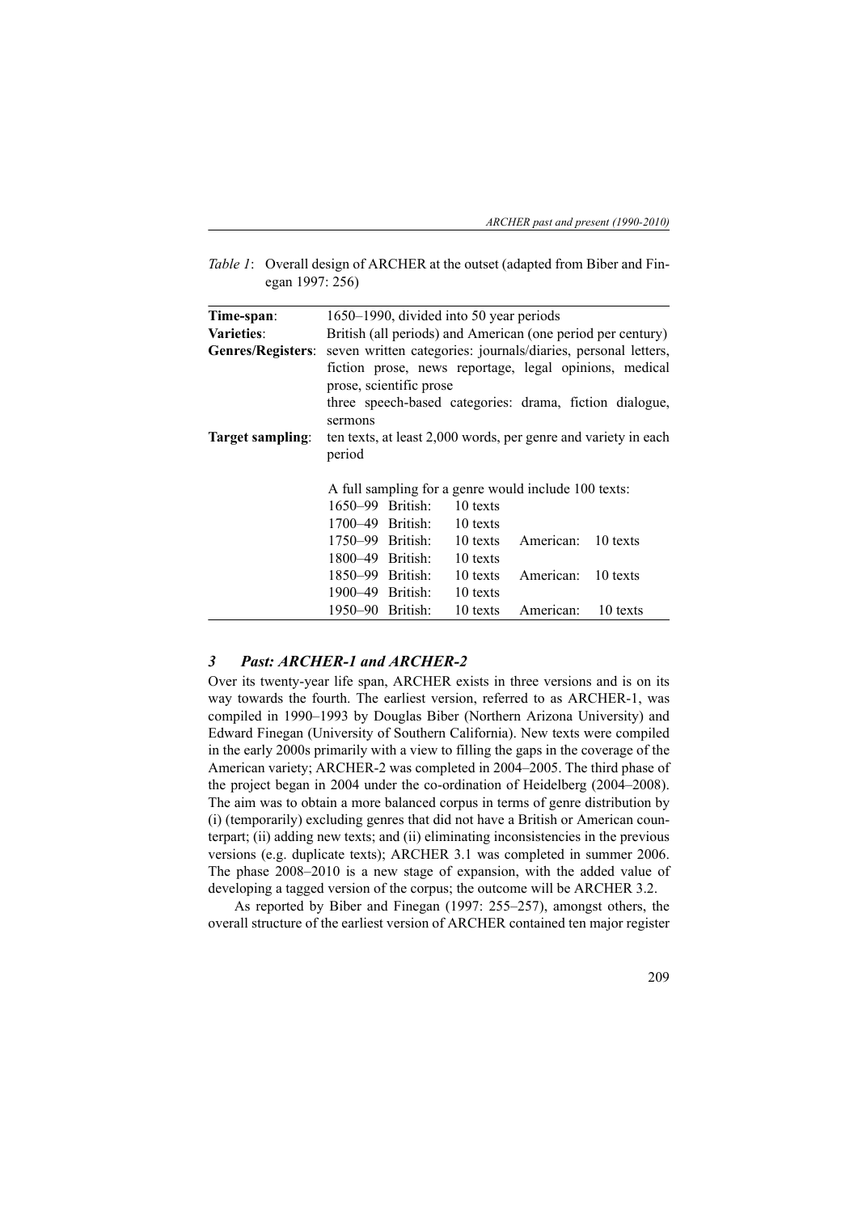*Table 1*: Overall design of ARCHER at the outset (adapted from Biber and Finegan 1997: 256)

| | |
|---|---|
| **Time-span**: | 1650–1990, divided into 50 year periods |
| **Varieties**: | British (all periods) and American (one period per century) |
| **Genres/Registers**: | seven written categories: journals/diaries, personal letters, fiction prose, news reportage, legal opinions, medical prose, scientific prose<br>three speech-based categories: drama, fiction dialogue, sermons |
| **Target sampling**: | ten texts, at least 2,000 words, per genre and variety in each period<br><br>A full sampling for a genre would include 100 texts:<br>1650–99 British: 10 texts<br>1700–49 British: 10 texts<br>1750–99 British: 10 texts American: 10 texts<br>1800–49 British: 10 texts<br>1850–99 British: 10 texts American: 10 texts<br>1900–49 British: 10 texts<br>1950–90 British: 10 texts American: 10 texts |

## 3 *Past: ARCHER-1 and ARCHER-2*

Over its twenty-year life span, ARCHER exists in three versions and is on its way towards the fourth. The earliest version, referred to as ARCHER-1, was compiled in 1990–1993 by Douglas Biber (Northern Arizona University) and Edward Finegan (University of Southern California). New texts were compiled in the early 2000s primarily with a view to filling the gaps in the coverage of the American variety; ARCHER-2 was completed in 2004–2005. The third phase of the project began in 2004 under the co-ordination of Heidelberg (2004–2008). The aim was to obtain a more balanced corpus in terms of genre distribution by (i) (temporarily) excluding genres that did not have a British or American counterpart; (ii) adding new texts; and (ii) eliminating inconsistencies in the previous versions (e.g. duplicate texts); ARCHER 3.1 was completed in summer 2006. The phase 2008–2010 is a new stage of expansion, with the added value of developing a tagged version of the corpus; the outcome will be ARCHER 3.2.

As reported by Biber and Finegan (1997: 255–257), amongst others, the overall structure of the earliest version of ARCHER contained ten major register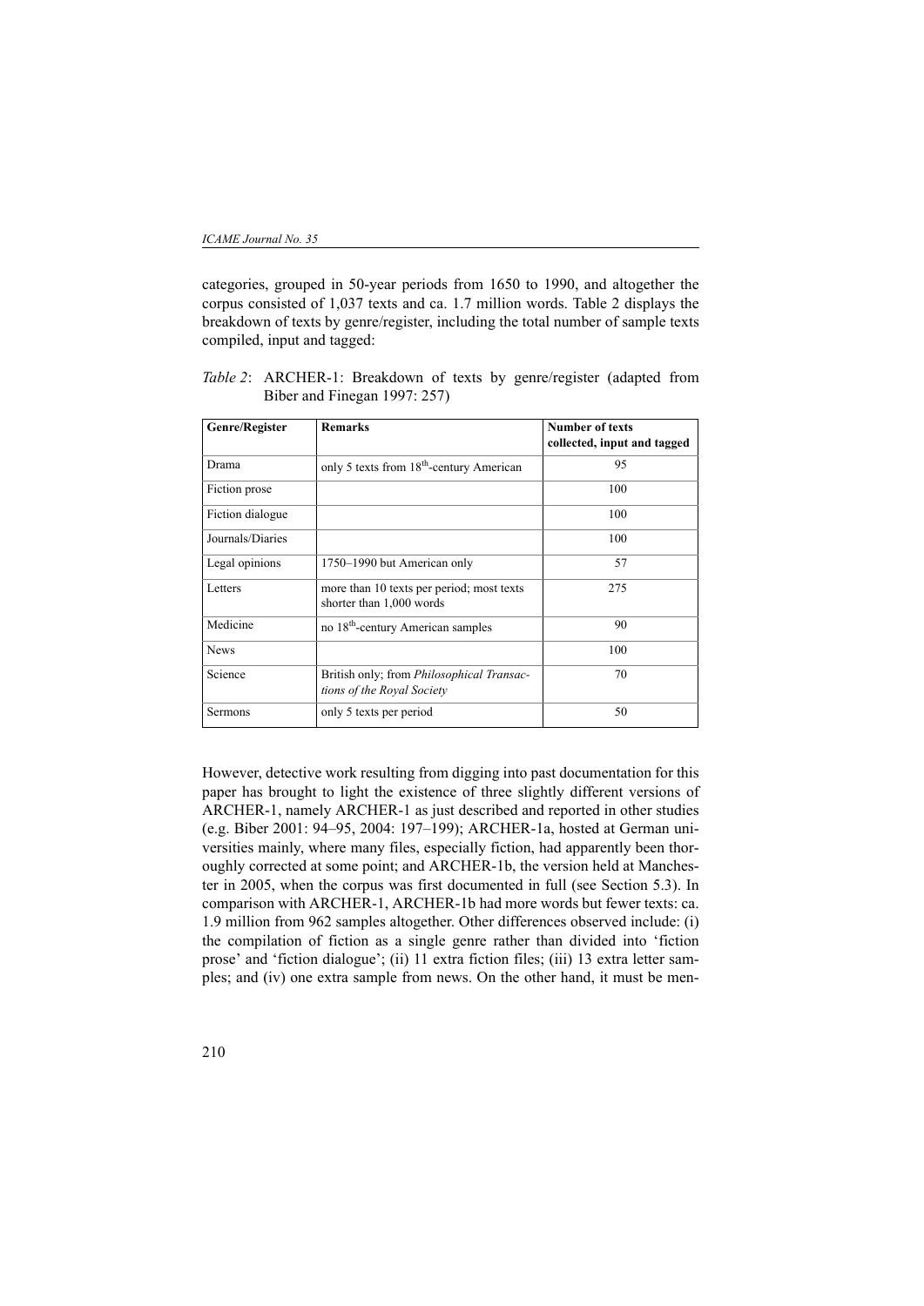categories, grouped in 50-year periods from 1650 to 1990, and altogether the corpus consisted of 1,037 texts and ca. 1.7 million words. Table 2 displays the breakdown of texts by genre/register, including the total number of sample texts compiled, input and tagged:

*Table 2*: ARCHER-1: Breakdown of texts by genre/register (adapted from Biber and Finegan 1997: 257)

| Genre/Register | Remarks | Number of texts collected, input and tagged |
|---|---|---|
| Drama | only 5 texts from 18th-century American | 95 |
| Fiction prose | | 100 |
| Fiction dialogue | | 100 |
| Journals/Diaries | | 100 |
| Legal opinions | 1750–1990 but American only | 57 |
| Letters | more than 10 texts per period; most texts shorter than 1,000 words | 275 |
| Medicine | no 18th-century American samples | 90 |
| News | | 100 |
| Science | British only; from *Philosophical Transactions of the Royal Society* | 70 |
| Sermons | only 5 texts per period | 50 |

However, detective work resulting from digging into past documentation for this paper has brought to light the existence of three slightly different versions of ARCHER-1, namely ARCHER-1 as just described and reported in other studies (e.g. Biber 2001: 94–95, 2004: 197–199); ARCHER-1a, hosted at German universities mainly, where many files, especially fiction, had apparently been thoroughly corrected at some point; and ARCHER-1b, the version held at Manchester in 2005, when the corpus was first documented in full (see Section 5.3). In comparison with ARCHER-1, ARCHER-1b had more words but fewer texts: ca. 1.9 million from 962 samples altogether. Other differences observed include: (i) the compilation of fiction as a single genre rather than divided into 'fiction prose' and 'fiction dialogue'; (ii) 11 extra fiction files; (iii) 13 extra letter samples; and (iv) one extra sample from news. On the other hand, it must be men-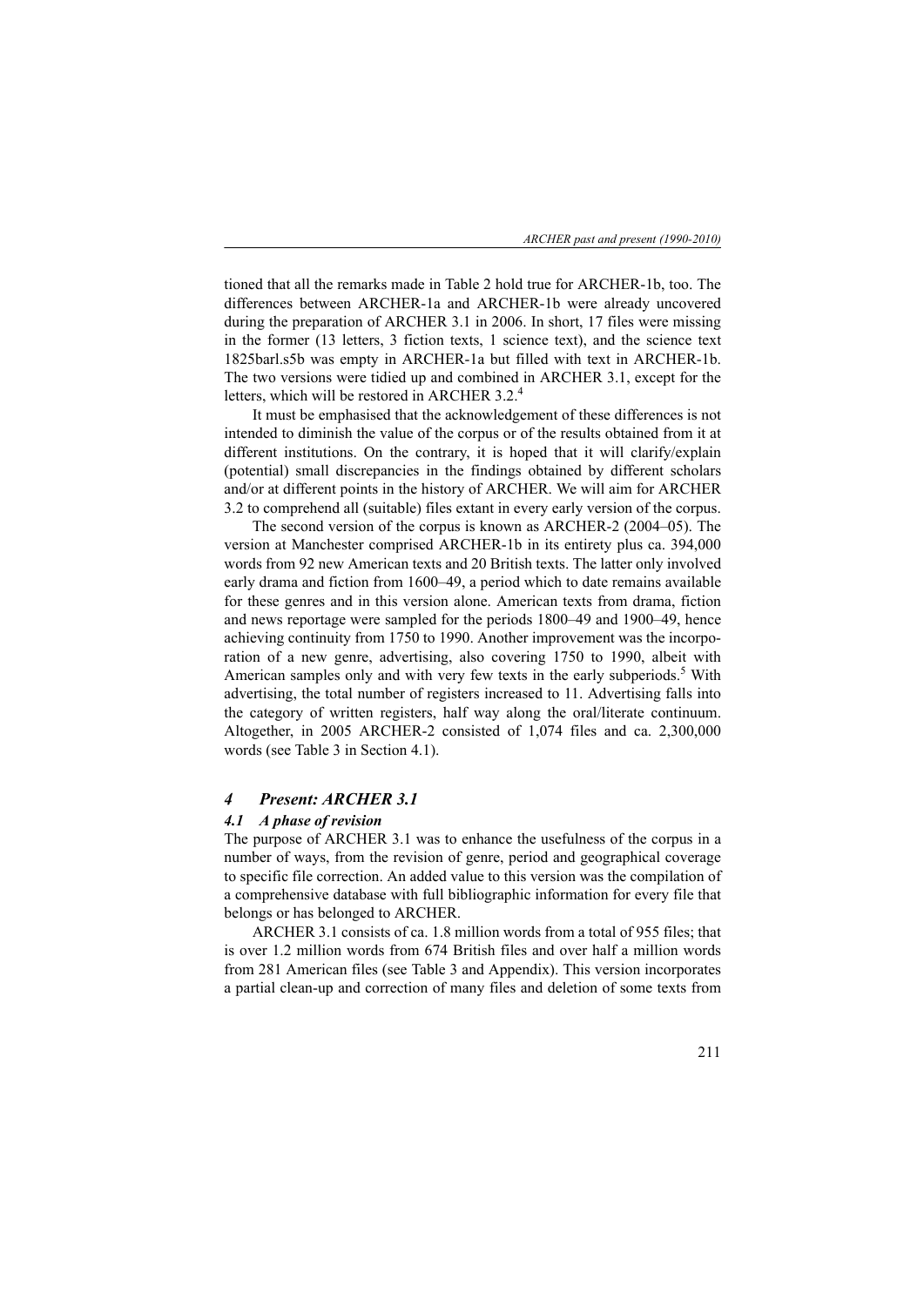tioned that all the remarks made in Table 2 hold true for ARCHER-1b, too. The differences between ARCHER-1a and ARCHER-1b were already uncovered during the preparation of ARCHER 3.1 in 2006. In short, 17 files were missing in the former (13 letters, 3 fiction texts, 1 science text), and the science text 1825barl.s5b was empty in ARCHER-1a but filled with text in ARCHER-1b. The two versions were tidied up and combined in ARCHER 3.1, except for the letters, which will be restored in ARCHER 3.2.[4]

It must be emphasised that the acknowledgement of these differences is not intended to diminish the value of the corpus or of the results obtained from it at different institutions. On the contrary, it is hoped that it will clarify/explain (potential) small discrepancies in the findings obtained by different scholars and/or at different points in the history of ARCHER. We will aim for ARCHER 3.2 to comprehend all (suitable) files extant in every early version of the corpus.

The second version of the corpus is known as ARCHER-2 (2004–05). The version at Manchester comprised ARCHER-1b in its entirety plus ca. 394,000 words from 92 new American texts and 20 British texts. The latter only involved early drama and fiction from 1600–49, a period which to date remains available for these genres and in this version alone. American texts from drama, fiction and news reportage were sampled for the periods 1800–49 and 1900–49, hence achieving continuity from 1750 to 1990. Another improvement was the incorporation of a new genre, advertising, also covering 1750 to 1990, albeit with American samples only and with very few texts in the early subperiods.[5] With advertising, the total number of registers increased to 11. Advertising falls into the category of written registers, half way along the oral/literate continuum. Altogether, in 2005 ARCHER-2 consisted of 1,074 files and ca. 2,300,000 words (see Table 3 in Section 4.1).

## *4 Present: ARCHER 3.1*

### *4.1 A phase of revision*

The purpose of ARCHER 3.1 was to enhance the usefulness of the corpus in a number of ways, from the revision of genre, period and geographical coverage to specific file correction. An added value to this version was the compilation of a comprehensive database with full bibliographic information for every file that belongs or has belonged to ARCHER.

ARCHER 3.1 consists of ca. 1.8 million words from a total of 955 files; that is over 1.2 million words from 674 British files and over half a million words from 281 American files (see Table 3 and Appendix). This version incorporates a partial clean-up and correction of many files and deletion of some texts from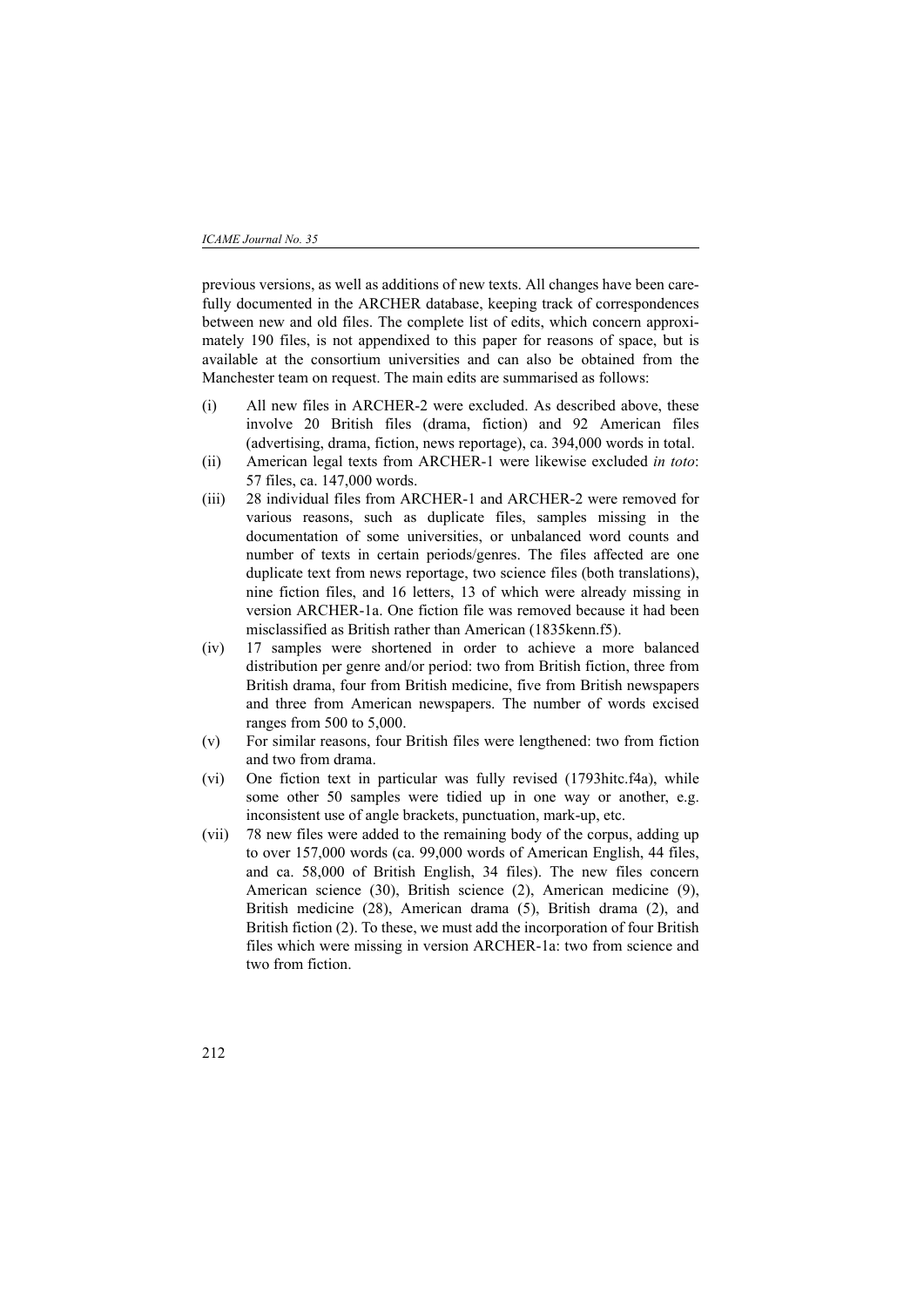previous versions, as well as additions of new texts. All changes have been carefully documented in the ARCHER database, keeping track of correspondences between new and old files. The complete list of edits, which concern approximately 190 files, is not appendixed to this paper for reasons of space, but is available at the consortium universities and can also be obtained from the Manchester team on request. The main edits are summarised as follows:

(i) All new files in ARCHER-2 were excluded. As described above, these involve 20 British files (drama, fiction) and 92 American files (advertising, drama, fiction, news reportage), ca. 394,000 words in total.

(ii) American legal texts from ARCHER-1 were likewise excluded *in toto*: 57 files, ca. 147,000 words.

(iii) 28 individual files from ARCHER-1 and ARCHER-2 were removed for various reasons, such as duplicate files, samples missing in the documentation of some universities, or unbalanced word counts and number of texts in certain periods/genres. The files affected are one duplicate text from news reportage, two science files (both translations), nine fiction files, and 16 letters, 13 of which were already missing in version ARCHER-1a. One fiction file was removed because it had been misclassified as British rather than American (1835kenn.f5).

(iv) 17 samples were shortened in order to achieve a more balanced distribution per genre and/or period: two from British fiction, three from British drama, four from British medicine, five from British newspapers and three from American newspapers. The number of words excised ranges from 500 to 5,000.

(v) For similar reasons, four British files were lengthened: two from fiction and two from drama.

(vi) One fiction text in particular was fully revised (1793hitc.f4a), while some other 50 samples were tidied up in one way or another, e.g. inconsistent use of angle brackets, punctuation, mark-up, etc.

(vii) 78 new files were added to the remaining body of the corpus, adding up to over 157,000 words (ca. 99,000 words of American English, 44 files, and ca. 58,000 of British English, 34 files). The new files concern American science (30), British science (2), American medicine (9), British medicine (28), American drama (5), British drama (2), and British fiction (2). To these, we must add the incorporation of four British files which were missing in version ARCHER-1a: two from science and two from fiction.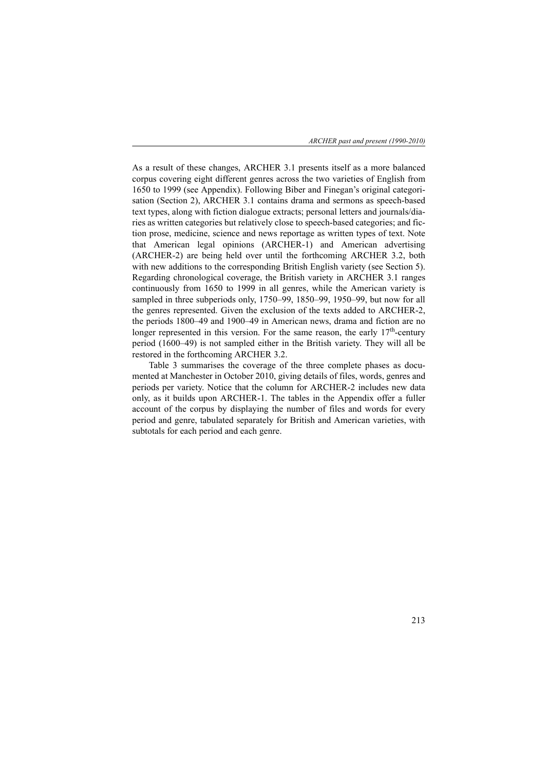As a result of these changes, ARCHER 3.1 presents itself as a more balanced corpus covering eight different genres across the two varieties of English from 1650 to 1999 (see Appendix). Following Biber and Finegan's original categorisation (Section 2), ARCHER 3.1 contains drama and sermons as speech-based text types, along with fiction dialogue extracts; personal letters and journals/diaries as written categories but relatively close to speech-based categories; and fiction prose, medicine, science and news reportage as written types of text. Note that American legal opinions (ARCHER-1) and American advertising (ARCHER-2) are being held over until the forthcoming ARCHER 3.2, both with new additions to the corresponding British English variety (see Section 5). Regarding chronological coverage, the British variety in ARCHER 3.1 ranges continuously from 1650 to 1999 in all genres, while the American variety is sampled in three subperiods only, 1750–99, 1850–99, 1950–99, but now for all the genres represented. Given the exclusion of the texts added to ARCHER-2, the periods 1800–49 and 1900–49 in American news, drama and fiction are no longer represented in this version. For the same reason, the early 17th-century period (1600–49) is not sampled either in the British variety. They will all be restored in the forthcoming ARCHER 3.2.

Table 3 summarises the coverage of the three complete phases as documented at Manchester in October 2010, giving details of files, words, genres and periods per variety. Notice that the column for ARCHER-2 includes new data only, as it builds upon ARCHER-1. The tables in the Appendix offer a fuller account of the corpus by displaying the number of files and words for every period and genre, tabulated separately for British and American varieties, with subtotals for each period and each genre.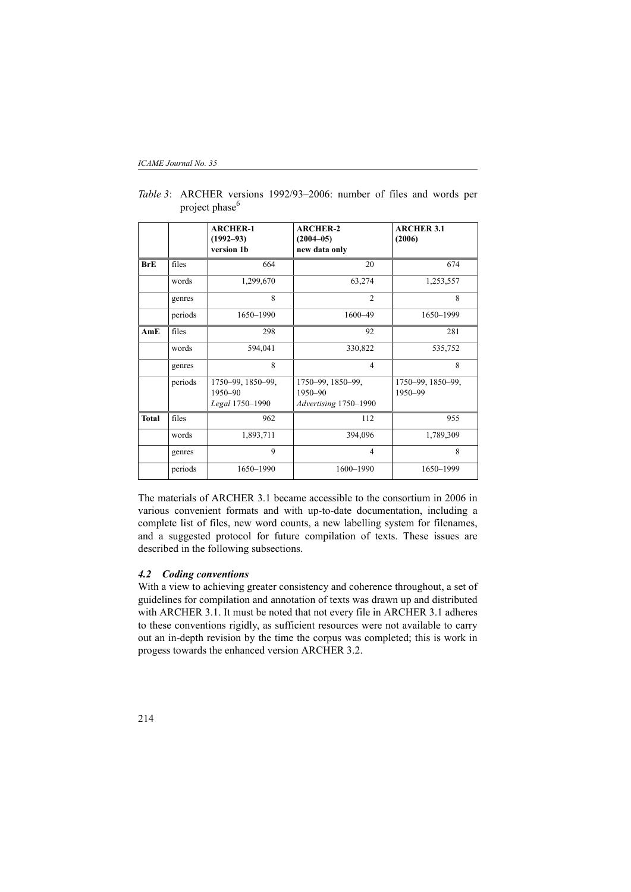*Table 3*: ARCHER versions 1992/93–2006: number of files and words per project phase[6]

| | | **ARCHER-1 (1992–93) version 1b** | **ARCHER-2 (2004–05) new data only** | **ARCHER 3.1 (2006)** |
|---|---|---|---|---|
| **BrE** | files | 664 | 20 | 674 |
| | words | 1,299,670 | 63,274 | 1,253,557 |
| | genres | 8 | 2 | 8 |
| | periods | 1650–1990 | 1600–49 | 1650–1999 |
| **AmE** | files | 298 | 92 | 281 |
| | words | 594,041 | 330,822 | 535,752 |
| | genres | 8 | 4 | 8 |
| | periods | 1750–99, 1850–99, 1950–90 *Legal* 1750–1990 | 1750–99, 1850–99, 1950–90 *Advertising* 1750–1990 | 1750–99, 1850–99, 1950–99 |
| **Total** | files | 962 | 112 | 955 |
| | words | 1,893,711 | 394,096 | 1,789,309 |
| | genres | 9 | 4 | 8 |
| | periods | 1650–1990 | 1600–1990 | 1650–1999 |

The materials of ARCHER 3.1 became accessible to the consortium in 2006 in various convenient formats and with up-to-date documentation, including a complete list of files, new word counts, a new labelling system for filenames, and a suggested protocol for future compilation of texts. These issues are described in the following subsections.

### *4.2 Coding conventions*

With a view to achieving greater consistency and coherence throughout, a set of guidelines for compilation and annotation of texts was drawn up and distributed with ARCHER 3.1. It must be noted that not every file in ARCHER 3.1 adheres to these conventions rigidly, as sufficient resources were not available to carry out an in-depth revision by the time the corpus was completed; this is work in progess towards the enhanced version ARCHER 3.2.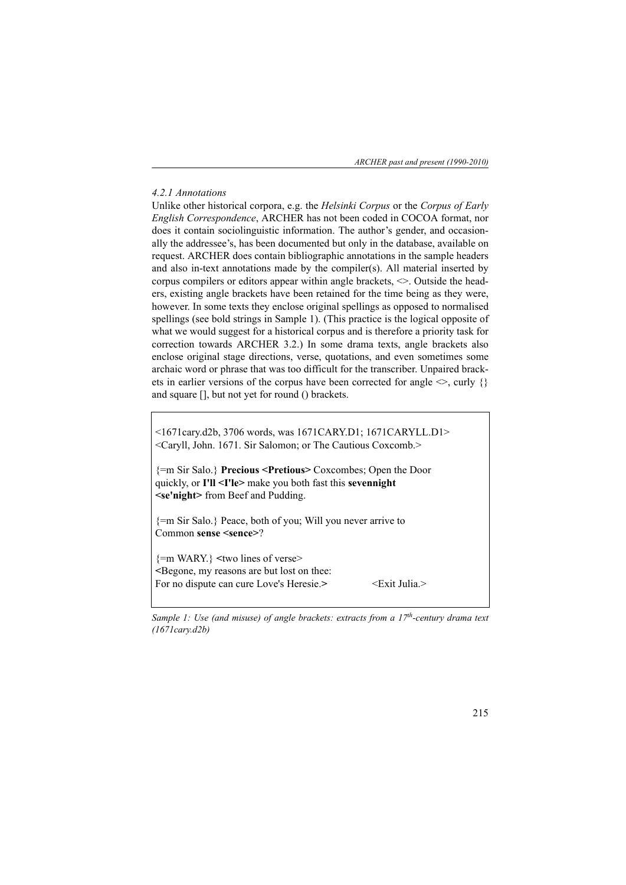#### *4.2.1 Annotations*

Unlike other historical corpora, e.g. the *Helsinki Corpus* or the *Corpus of Early English Correspondence*, ARCHER has not been coded in COCOA format, nor does it contain sociolinguistic information. The author's gender, and occasionally the addressee's, has been documented but only in the database, available on request. ARCHER does contain bibliographic annotations in the sample headers and also in-text annotations made by the compiler(s). All material inserted by corpus compilers or editors appear within angle brackets, <>. Outside the headers, existing angle brackets have been retained for the time being as they were, however. In some texts they enclose original spellings as opposed to normalised spellings (see bold strings in Sample 1). (This practice is the logical opposite of what we would suggest for a historical corpus and is therefore a priority task for correction towards ARCHER 3.2.) In some drama texts, angle brackets also enclose original stage directions, verse, quotations, and even sometimes some archaic word or phrase that was too difficult for the transcriber. Unpaired brackets in earlier versions of the corpus have been corrected for angle <>, curly {} and square [], but not yet for round () brackets.

<1671cary.d2b, 3706 words, was 1671CARY.D1; 1671CARYLL.D1>
<Caryll, John. 1671. Sir Salomon; or The Cautious Coxcomb.>

{=m Sir Salo.} **Precious <Pretious>** Coxcombes; Open the Door quickly, or **I'll <I'le>** make you both fast this **sevennight <se'night>** from Beef and Pudding.

{=m Sir Salo.} Peace, both of you; Will you never arrive to Common **sense <sence>**?

{=m WARY.} **<**two lines of verse>
**<**Begone, my reasons are but lost on thee:
For no dispute can cure Love's Heresie.**>** <Exit Julia.>

*Sample 1: Use (and misuse) of angle brackets: extracts from a 17th-century drama text (1671cary.d2b)*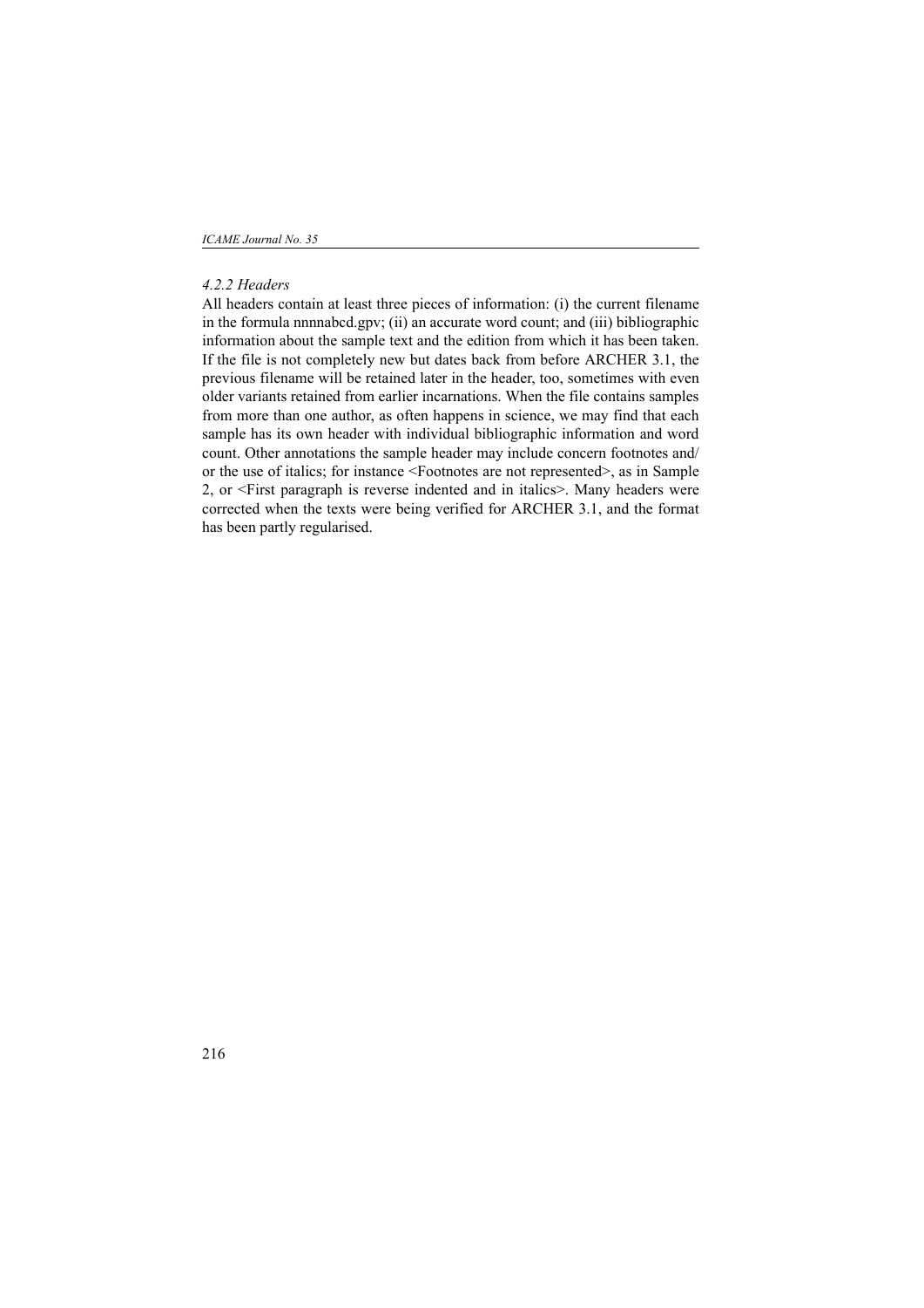#### *4.2.2 Headers*

All headers contain at least three pieces of information: (i) the current filename in the formula nnnnabcd.gpv; (ii) an accurate word count; and (iii) bibliographic information about the sample text and the edition from which it has been taken. If the file is not completely new but dates back from before ARCHER 3.1, the previous filename will be retained later in the header, too, sometimes with even older variants retained from earlier incarnations. When the file contains samples from more than one author, as often happens in science, we may find that each sample has its own header with individual bibliographic information and word count. Other annotations the sample header may include concern footnotes and/or the use of italics; for instance <Footnotes are not represented>, as in Sample 2, or <First paragraph is reverse indented and in italics>. Many headers were corrected when the texts were being verified for ARCHER 3.1, and the format has been partly regularised.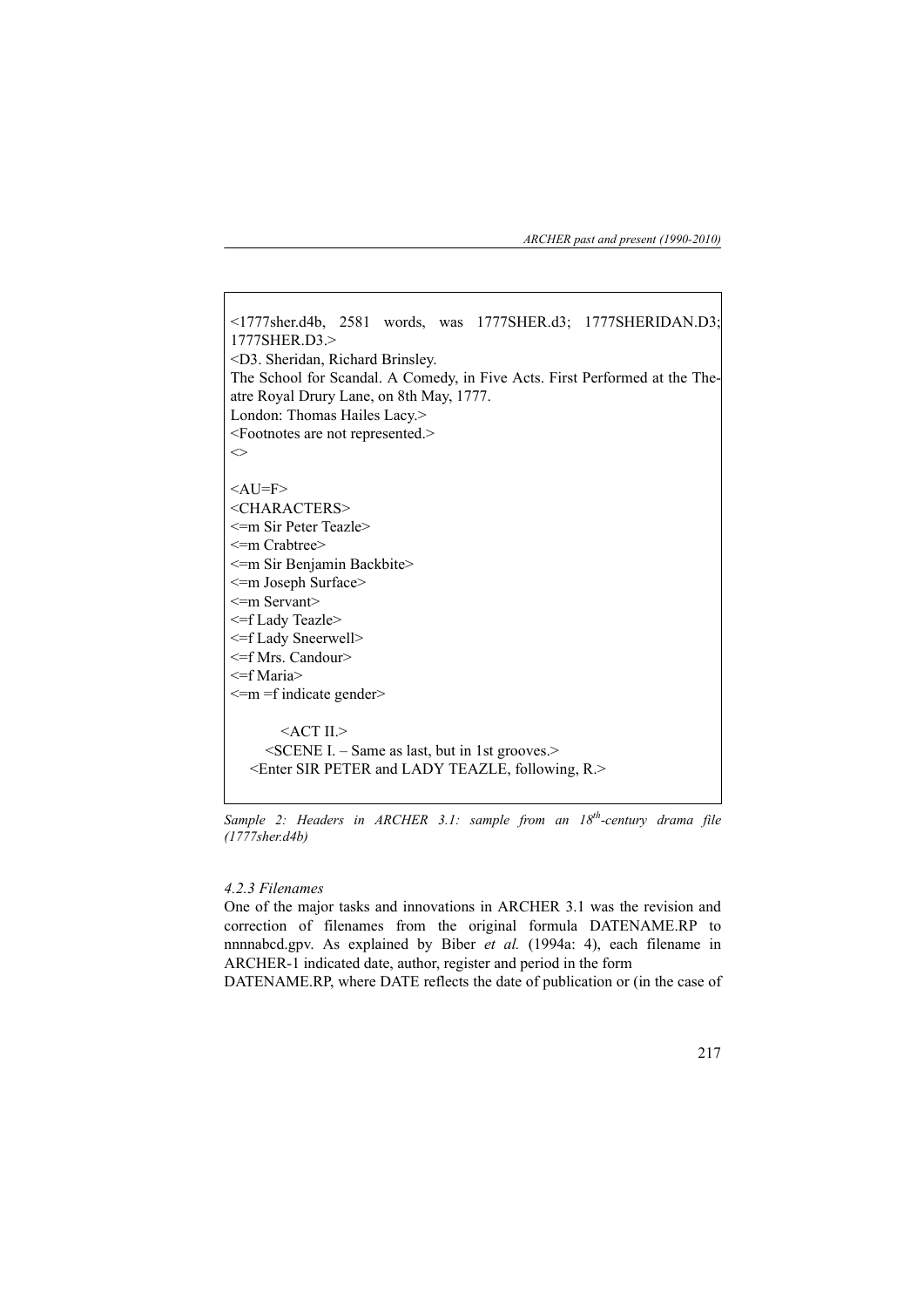```
<1777sher.d4b, 2581 words, was 1777SHER.d3; 1777SHERIDAN.D3; 1777SHER.D3.>
<D3. Sheridan, Richard Brinsley.
The School for Scandal. A Comedy, in Five Acts. First Performed at the Theatre Royal Drury Lane, on 8th May, 1777.
London: Thomas Hailes Lacy.>
<Footnotes are not represented.>
<>

<AU=F>
<CHARACTERS>
<=m Sir Peter Teazle>
<=m Crabtree>
<=m Sir Benjamin Backbite>
<=m Joseph Surface>
<=m Servant>
<=f Lady Teazle>
<=f Lady Sneerwell>
<=f Mrs. Candour>
<=f Maria>
<=m =f indicate gender>

        <ACT II.>
      <SCENE I. – Same as last, but in 1st grooves.>
   <Enter SIR PETER and LADY TEAZLE, following, R.>
```

*Sample 2: Headers in ARCHER 3.1: sample from an 18th-century drama file (1777sher.d4b)*

#### *4.2.3 Filenames*

One of the major tasks and innovations in ARCHER 3.1 was the revision and correction of filenames from the original formula DATENAME.RP to nnnnabcd.gpv. As explained by Biber *et al.* (1994a: 4), each filename in ARCHER-1 indicated date, author, register and period in the form DATENAME.RP, where DATE reflects the date of publication or (in the case of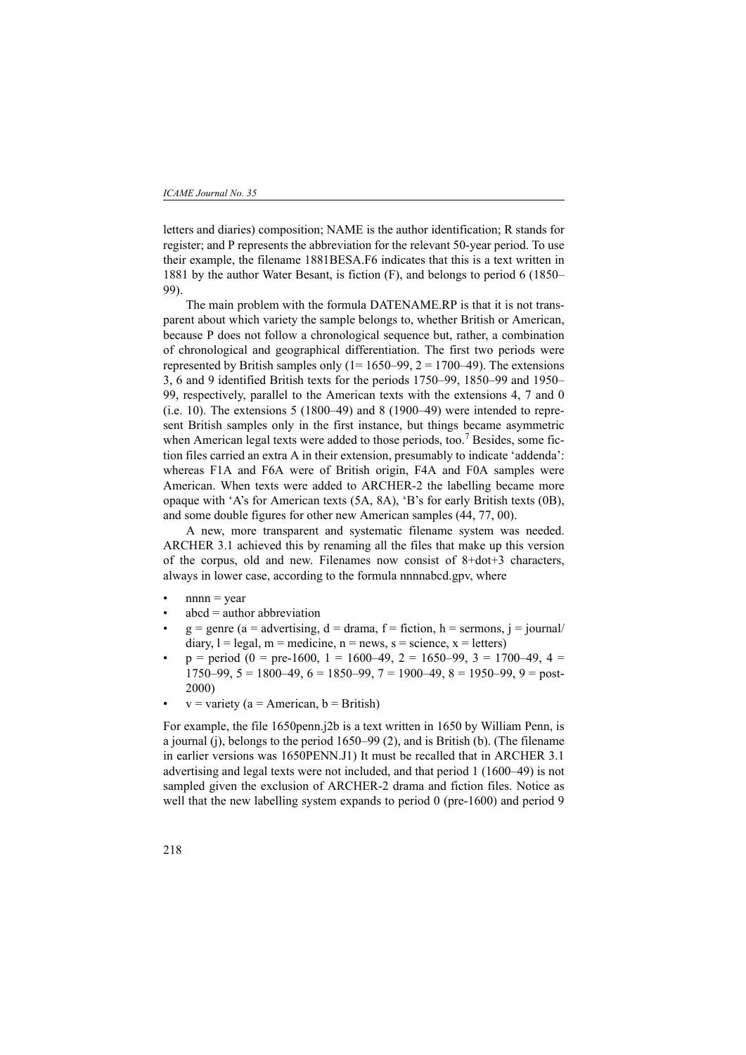letters and diaries) composition; NAME is the author identification; R stands for register; and P represents the abbreviation for the relevant 50-year period. To use their example, the filename 1881BESA.F6 indicates that this is a text written in 1881 by the author Water Besant, is fiction (F), and belongs to period 6 (1850–99).

The main problem with the formula DATENAME.RP is that it is not transparent about which variety the sample belongs to, whether British or American, because P does not follow a chronological sequence but, rather, a combination of chronological and geographical differentiation. The first two periods were represented by British samples only (1= 1650–99, 2 = 1700–49). The extensions 3, 6 and 9 identified British texts for the periods 1750–99, 1850–99 and 1950–99, respectively, parallel to the American texts with the extensions 4, 7 and 0 (i.e. 10). The extensions 5 (1800–49) and 8 (1900–49) were intended to represent British samples only in the first instance, but things became asymmetric when American legal texts were added to those periods, too.[7] Besides, some fiction files carried an extra A in their extension, presumably to indicate 'addenda': whereas F1A and F6A were of British origin, F4A and F0A samples were American. When texts were added to ARCHER-2 the labelling became more opaque with 'A's for American texts (5A, 8A), 'B's for early British texts (0B), and some double figures for other new American samples (44, 77, 00).

A new, more transparent and systematic filename system was needed. ARCHER 3.1 achieved this by renaming all the files that make up this version of the corpus, old and new. Filenames now consist of 8+dot+3 characters, always in lower case, according to the formula nnnnabcd.gpv, where

- nnnn = year
- abcd = author abbreviation
- g = genre (a = advertising, d = drama, f = fiction, h = sermons, j = journal/diary, l = legal, m = medicine, n = news, s = science, x = letters)
- p = period (0 = pre-1600, 1 = 1600–49, 2 = 1650–99, 3 = 1700–49, 4 = 1750–99, 5 = 1800–49, 6 = 1850–99, 7 = 1900–49, 8 = 1950–99, 9 = post-2000)
- v = variety (a = American, b = British)

For example, the file 1650penn.j2b is a text written in 1650 by William Penn, is a journal (j), belongs to the period 1650–99 (2), and is British (b). (The filename in earlier versions was 1650PENN.J1) It must be recalled that in ARCHER 3.1 advertising and legal texts were not included, and that period 1 (1600–49) is not sampled given the exclusion of ARCHER-2 drama and fiction files. Notice as well that the new labelling system expands to period 0 (pre-1600) and period 9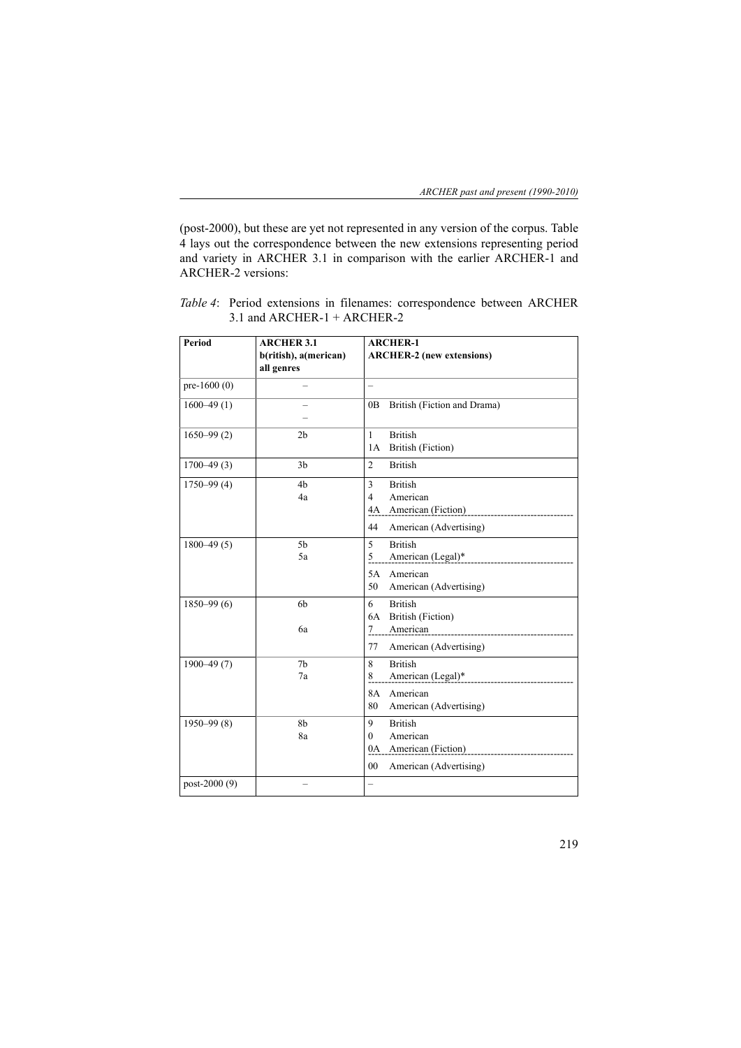(post-2000), but these are yet not represented in any version of the corpus. Table 4 lays out the correspondence between the new extensions representing period and variety in ARCHER 3.1 in comparison with the earlier ARCHER-1 and ARCHER-2 versions:

*Table 4*: Period extensions in filenames: correspondence between ARCHER 3.1 and ARCHER-1 + ARCHER-2

| **Period** | **ARCHER 3.1 b(ritish), a(merican) all genres** | **ARCHER-1 ARCHER-2 (new extensions)** |
|---|---|---|
| pre-1600 (0) | – | – |
| 1600–49 (1) | – <br> – | 0B British (Fiction and Drama) |
| 1650–99 (2) | 2b | 1 British <br> 1A British (Fiction) |
| 1700–49 (3) | 3b | 2 British |
| 1750–99 (4) | 4b <br> 4a | 3 British <br> 4 American <br> 4A American (Fiction) <br> 44 American (Advertising) |
| 1800–49 (5) | 5b <br> 5a | 5 British <br> 5 American (Legal)* <br> 5A American <br> 50 American (Advertising) |
| 1850–99 (6) | 6b <br> 6a | 6 British <br> 6A British (Fiction) <br> 7 American <br> 77 American (Advertising) |
| 1900–49 (7) | 7b <br> 7a | 8 British <br> 8 American (Legal)* <br> 8A American <br> 80 American (Advertising) |
| 1950–99 (8) | 8b <br> 8a | 9 British <br> 0 American <br> 0A American (Fiction) <br> 00 American (Advertising) |
| post-2000 (9) | – | – |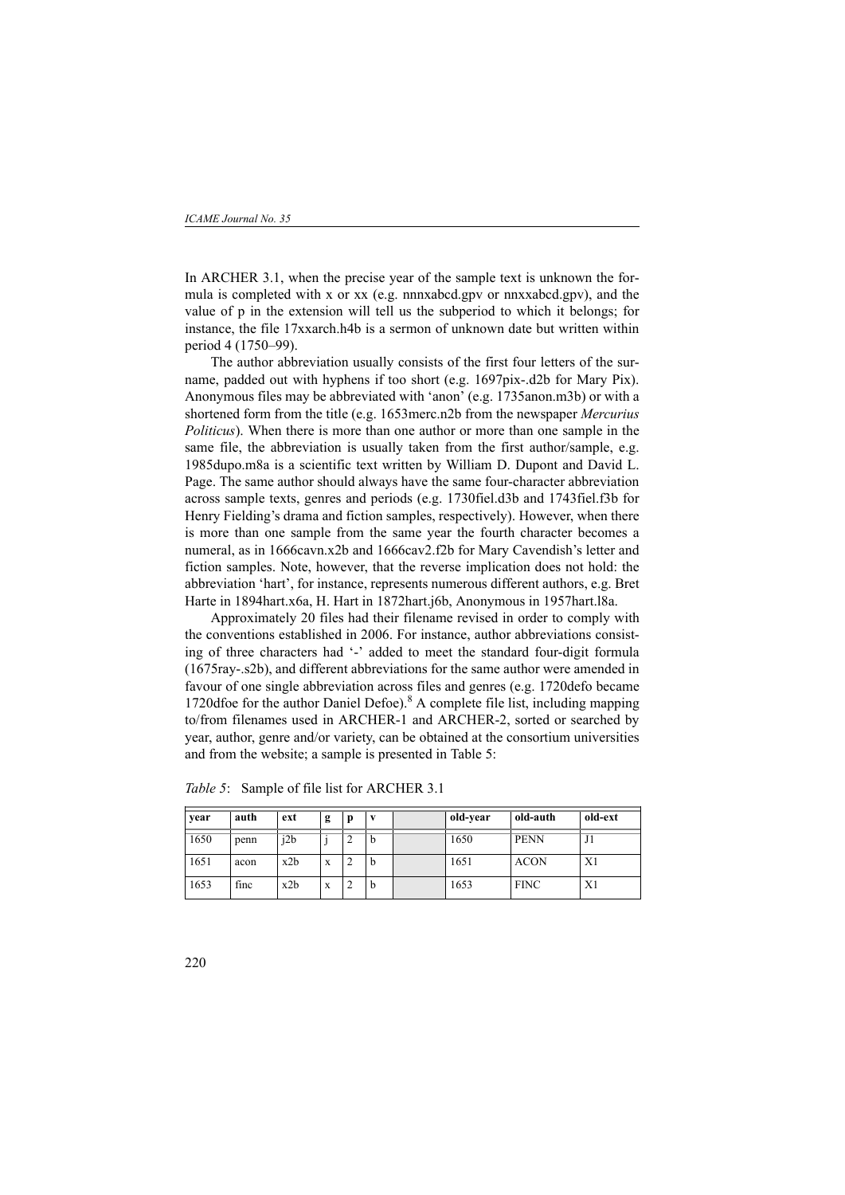In ARCHER 3.1, when the precise year of the sample text is unknown the formula is completed with x or xx (e.g. nnnxabcd.gpv or nnxxabcd.gpv), and the value of p in the extension will tell us the subperiod to which it belongs; for instance, the file 17xxarch.h4b is a sermon of unknown date but written within period 4 (1750–99).

The author abbreviation usually consists of the first four letters of the surname, padded out with hyphens if too short (e.g. 1697pix-.d2b for Mary Pix). Anonymous files may be abbreviated with 'anon' (e.g. 1735anon.m3b) or with a shortened form from the title (e.g. 1653merc.n2b from the newspaper *Mercurius Politicus*). When there is more than one author or more than one sample in the same file, the abbreviation is usually taken from the first author/sample, e.g. 1985dupo.m8a is a scientific text written by William D. Dupont and David L. Page. The same author should always have the same four-character abbreviation across sample texts, genres and periods (e.g. 1730fiel.d3b and 1743fiel.f3b for Henry Fielding's drama and fiction samples, respectively). However, when there is more than one sample from the same year the fourth character becomes a numeral, as in 1666cavn.x2b and 1666cav2.f2b for Mary Cavendish's letter and fiction samples. Note, however, that the reverse implication does not hold: the abbreviation 'hart', for instance, represents numerous different authors, e.g. Bret Harte in 1894hart.x6a, H. Hart in 1872hart.j6b, Anonymous in 1957hart.l8a.

Approximately 20 files had their filename revised in order to comply with the conventions established in 2006. For instance, author abbreviations consisting of three characters had '-' added to meet the standard four-digit formula (1675ray-.s2b), and different abbreviations for the same author were amended in favour of one single abbreviation across files and genres (e.g. 1720defo became 1720dfoe for the author Daniel Defoe).[8] A complete file list, including mapping to/from filenames used in ARCHER-1 and ARCHER-2, sorted or searched by year, author, genre and/or variety, can be obtained at the consortium universities and from the website; a sample is presented in Table 5:

*Table 5*: Sample of file list for ARCHER 3.1

| year | auth | ext | g | p | v | | old-year | old-auth | old-ext |
|---|---|---|---|---|---|---|---|---|---|
| 1650 | penn | j2b | j | 2 | b | | 1650 | PENN | J1 |
| 1651 | acon | x2b | x | 2 | b | | 1651 | ACON | X1 |
| 1653 | finc | x2b | x | 2 | b | | 1653 | FINC | X1 |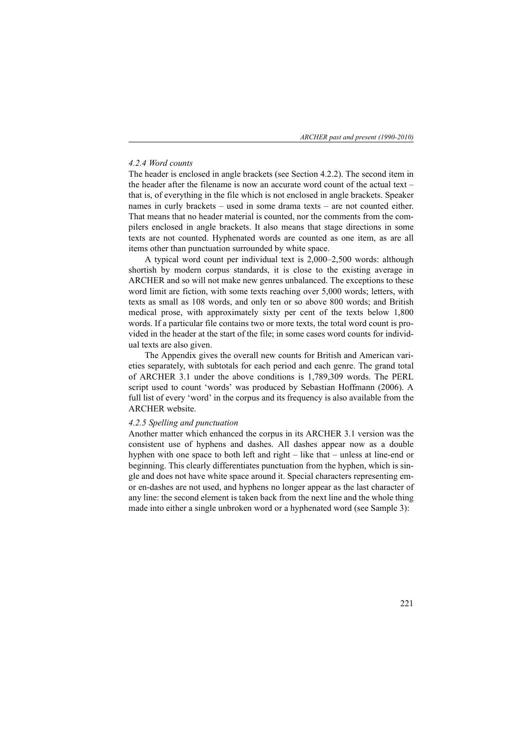#### *4.2.4 Word counts*

The header is enclosed in angle brackets (see Section 4.2.2). The second item in the header after the filename is now an accurate word count of the actual text – that is, of everything in the file which is not enclosed in angle brackets. Speaker names in curly brackets – used in some drama texts – are not counted either. That means that no header material is counted, nor the comments from the compilers enclosed in angle brackets. It also means that stage directions in some texts are not counted. Hyphenated words are counted as one item, as are all items other than punctuation surrounded by white space.

A typical word count per individual text is 2,000–2,500 words: although shortish by modern corpus standards, it is close to the existing average in ARCHER and so will not make new genres unbalanced. The exceptions to these word limit are fiction, with some texts reaching over 5,000 words; letters, with texts as small as 108 words, and only ten or so above 800 words; and British medical prose, with approximately sixty per cent of the texts below 1,800 words. If a particular file contains two or more texts, the total word count is provided in the header at the start of the file; in some cases word counts for individual texts are also given.

The Appendix gives the overall new counts for British and American varieties separately, with subtotals for each period and each genre. The grand total of ARCHER 3.1 under the above conditions is 1,789,309 words. The PERL script used to count 'words' was produced by Sebastian Hoffmann (2006). A full list of every 'word' in the corpus and its frequency is also available from the ARCHER website.

#### *4.2.5 Spelling and punctuation*

Another matter which enhanced the corpus in its ARCHER 3.1 version was the consistent use of hyphens and dashes. All dashes appear now as a double hyphen with one space to both left and right – like that – unless at line-end or beginning. This clearly differentiates punctuation from the hyphen, which is single and does not have white space around it. Special characters representing em- or en-dashes are not used, and hyphens no longer appear as the last character of any line: the second element is taken back from the next line and the whole thing made into either a single unbroken word or a hyphenated word (see Sample 3):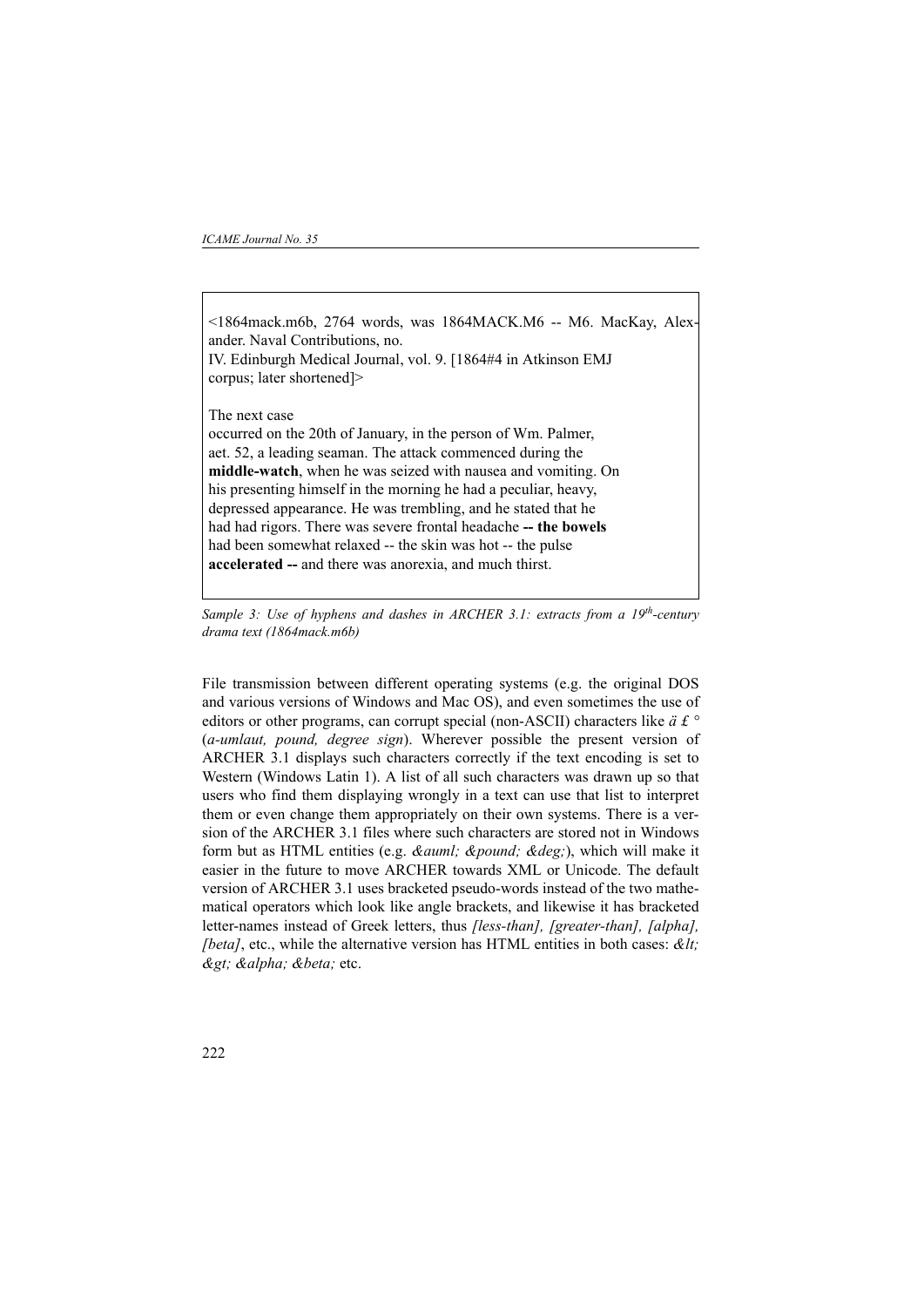<1864mack.m6b, 2764 words, was 1864MACK.M6 -- M6. MacKay, Alexander. Naval Contributions, no.
IV. Edinburgh Medical Journal, vol. 9. [1864#4 in Atkinson EMJ corpus; later shortened]>

The next case
occurred on the 20th of January, in the person of Wm. Palmer,
aet. 52, a leading seaman. The attack commenced during the
**middle-watch**, when he was seized with nausea and vomiting. On
his presenting himself in the morning he had a peculiar, heavy,
depressed appearance. He was trembling, and he stated that he
had had rigors. There was severe frontal headache **-- the bowels**
had been somewhat relaxed -- the skin was hot -- the pulse
**accelerated --** and there was anorexia, and much thirst.

*Sample 3: Use of hyphens and dashes in ARCHER 3.1: extracts from a 19th-century drama text (1864mack.m6b)*

File transmission between different operating systems (e.g. the original DOS and various versions of Windows and Mac OS), and even sometimes the use of editors or other programs, can corrupt special (non-ASCII) characters like *ä £ °* (*a-umlaut, pound, degree sign*). Wherever possible the present version of ARCHER 3.1 displays such characters correctly if the text encoding is set to Western (Windows Latin 1). A list of all such characters was drawn up so that users who find them displaying wrongly in a text can use that list to interpret them or even change them appropriately on their own systems. There is a version of the ARCHER 3.1 files where such characters are stored not in Windows form but as HTML entities (e.g. *&auml; &pound; &deg;*), which will make it easier in the future to move ARCHER towards XML or Unicode. The default version of ARCHER 3.1 uses bracketed pseudo-words instead of the two mathematical operators which look like angle brackets, and likewise it has bracketed letter-names instead of Greek letters, thus *[less-than], [greater-than], [alpha], [beta]*, etc., while the alternative version has HTML entities in both cases: *&lt; &gt; &alpha; &beta;* etc.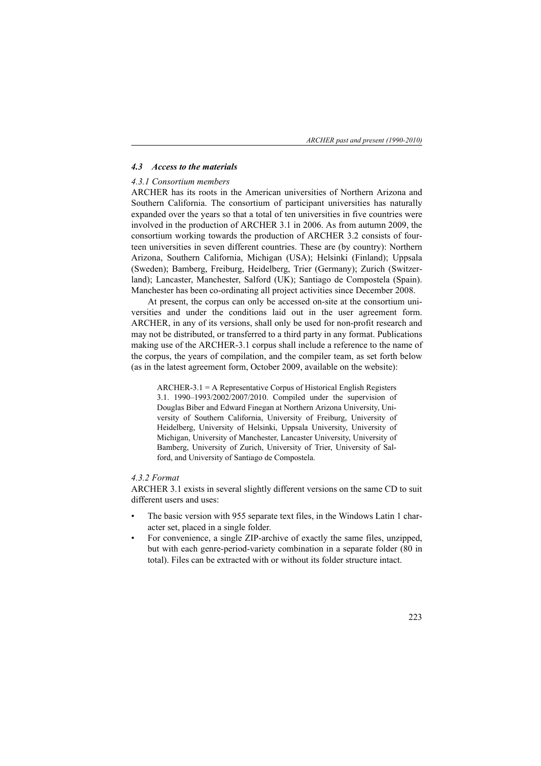### *4.3 Access to the materials*

#### *4.3.1 Consortium members*

ARCHER has its roots in the American universities of Northern Arizona and Southern California. The consortium of participant universities has naturally expanded over the years so that a total of ten universities in five countries were involved in the production of ARCHER 3.1 in 2006. As from autumn 2009, the consortium working towards the production of ARCHER 3.2 consists of fourteen universities in seven different countries. These are (by country): Northern Arizona, Southern California, Michigan (USA); Helsinki (Finland); Uppsala (Sweden); Bamberg, Freiburg, Heidelberg, Trier (Germany); Zurich (Switzerland); Lancaster, Manchester, Salford (UK); Santiago de Compostela (Spain). Manchester has been co-ordinating all project activities since December 2008.

At present, the corpus can only be accessed on-site at the consortium universities and under the conditions laid out in the user agreement form. ARCHER, in any of its versions, shall only be used for non-profit research and may not be distributed, or transferred to a third party in any format. Publications making use of the ARCHER-3.1 corpus shall include a reference to the name of the corpus, the years of compilation, and the compiler team, as set forth below (as in the latest agreement form, October 2009, available on the website):

> ARCHER-3.1 = A Representative Corpus of Historical English Registers 3.1. 1990–1993/2002/2007/2010. Compiled under the supervision of Douglas Biber and Edward Finegan at Northern Arizona University, University of Southern California, University of Freiburg, University of Heidelberg, University of Helsinki, Uppsala University, University of Michigan, University of Manchester, Lancaster University, University of Bamberg, University of Zurich, University of Trier, University of Salford, and University of Santiago de Compostela.

#### *4.3.2 Format*

ARCHER 3.1 exists in several slightly different versions on the same CD to suit different users and uses:

- The basic version with 955 separate text files, in the Windows Latin 1 character set, placed in a single folder.
- For convenience, a single ZIP-archive of exactly the same files, unzipped, but with each genre-period-variety combination in a separate folder (80 in total). Files can be extracted with or without its folder structure intact.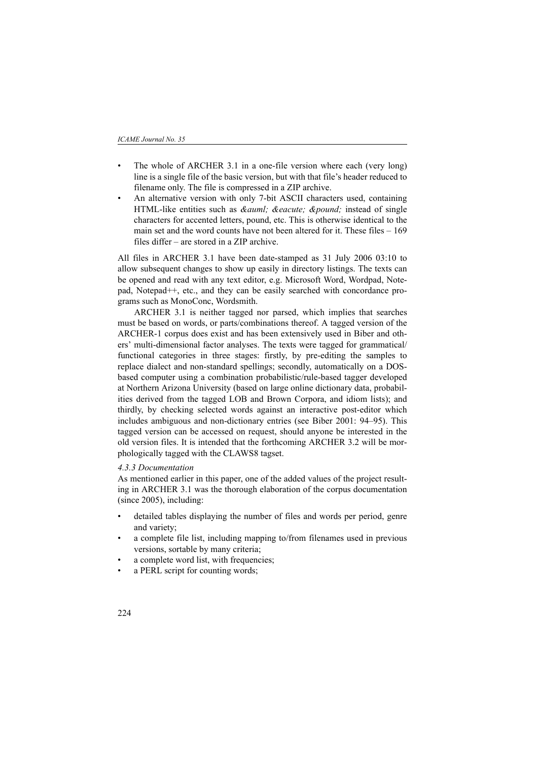- The whole of ARCHER 3.1 in a one-file version where each (very long) line is a single file of the basic version, but with that file's header reduced to filename only. The file is compressed in a ZIP archive.
- An alternative version with only 7-bit ASCII characters used, containing HTML-like entities such as *&auml; &eacute; &pound;* instead of single characters for accented letters, pound, etc. This is otherwise identical to the main set and the word counts have not been altered for it. These files – 169 files differ – are stored in a ZIP archive.

All files in ARCHER 3.1 have been date-stamped as 31 July 2006 03:10 to allow subsequent changes to show up easily in directory listings. The texts can be opened and read with any text editor, e.g. Microsoft Word, Wordpad, Notepad, Notepad++, etc., and they can be easily searched with concordance programs such as MonoConc, Wordsmith.

ARCHER 3.1 is neither tagged nor parsed, which implies that searches must be based on words, or parts/combinations thereof. A tagged version of the ARCHER-1 corpus does exist and has been extensively used in Biber and others' multi-dimensional factor analyses. The texts were tagged for grammatical/functional categories in three stages: firstly, by pre-editing the samples to replace dialect and non-standard spellings; secondly, automatically on a DOS-based computer using a combination probabilistic/rule-based tagger developed at Northern Arizona University (based on large online dictionary data, probabilities derived from the tagged LOB and Brown Corpora, and idiom lists); and thirdly, by checking selected words against an interactive post-editor which includes ambiguous and non-dictionary entries (see Biber 2001: 94–95). This tagged version can be accessed on request, should anyone be interested in the old version files. It is intended that the forthcoming ARCHER 3.2 will be morphologically tagged with the CLAWS8 tagset.

#### *4.3.3 Documentation*

As mentioned earlier in this paper, one of the added values of the project resulting in ARCHER 3.1 was the thorough elaboration of the corpus documentation (since 2005), including:

- detailed tables displaying the number of files and words per period, genre and variety;
- a complete file list, including mapping to/from filenames used in previous versions, sortable by many criteria;
- a complete word list, with frequencies;
- a PERL script for counting words;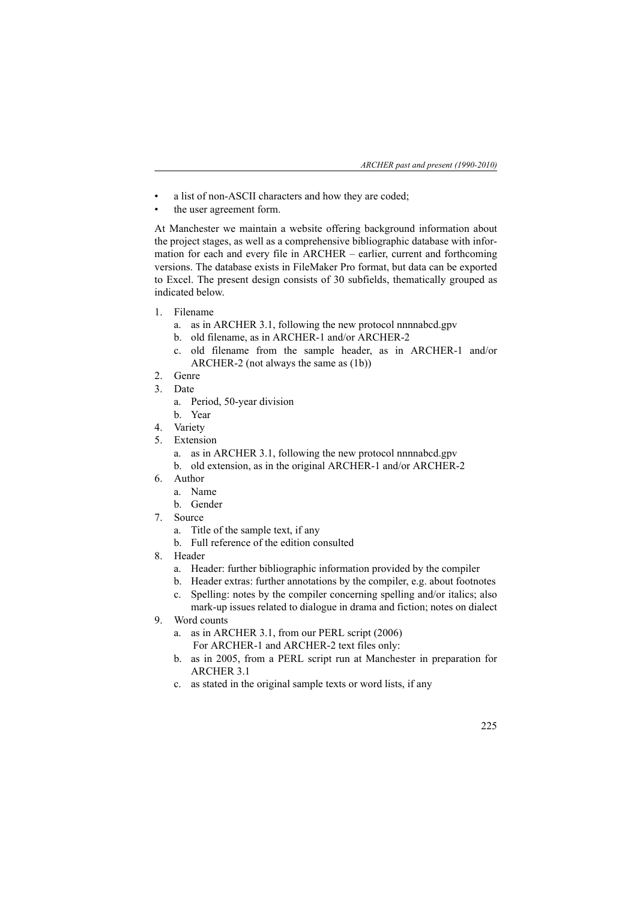- a list of non-ASCII characters and how they are coded;
- the user agreement form.

At Manchester we maintain a website offering background information about the project stages, as well as a comprehensive bibliographic database with information for each and every file in ARCHER – earlier, current and forthcoming versions. The database exists in FileMaker Pro format, but data can be exported to Excel. The present design consists of 30 subfields, thematically grouped as indicated below.

1. Filename
   a. as in ARCHER 3.1, following the new protocol nnnnabcd.gpv
   b. old filename, as in ARCHER-1 and/or ARCHER-2
   c. old filename from the sample header, as in ARCHER-1 and/or ARCHER-2 (not always the same as (1b))
2. Genre
3. Date
   a. Period, 50-year division
   b. Year
4. Variety
5. Extension
   a. as in ARCHER 3.1, following the new protocol nnnnabcd.gpv
   b. old extension, as in the original ARCHER-1 and/or ARCHER-2
6. Author
   a. Name
   b. Gender
7. Source
   a. Title of the sample text, if any
   b. Full reference of the edition consulted
8. Header
   a. Header: further bibliographic information provided by the compiler
   b. Header extras: further annotations by the compiler, e.g. about footnotes
   c. Spelling: notes by the compiler concerning spelling and/or italics; also mark-up issues related to dialogue in drama and fiction; notes on dialect
9. Word counts
   a. as in ARCHER 3.1, from our PERL script (2006)
      For ARCHER-1 and ARCHER-2 text files only:
   b. as in 2005, from a PERL script run at Manchester in preparation for ARCHER 3.1
   c. as stated in the original sample texts or word lists, if any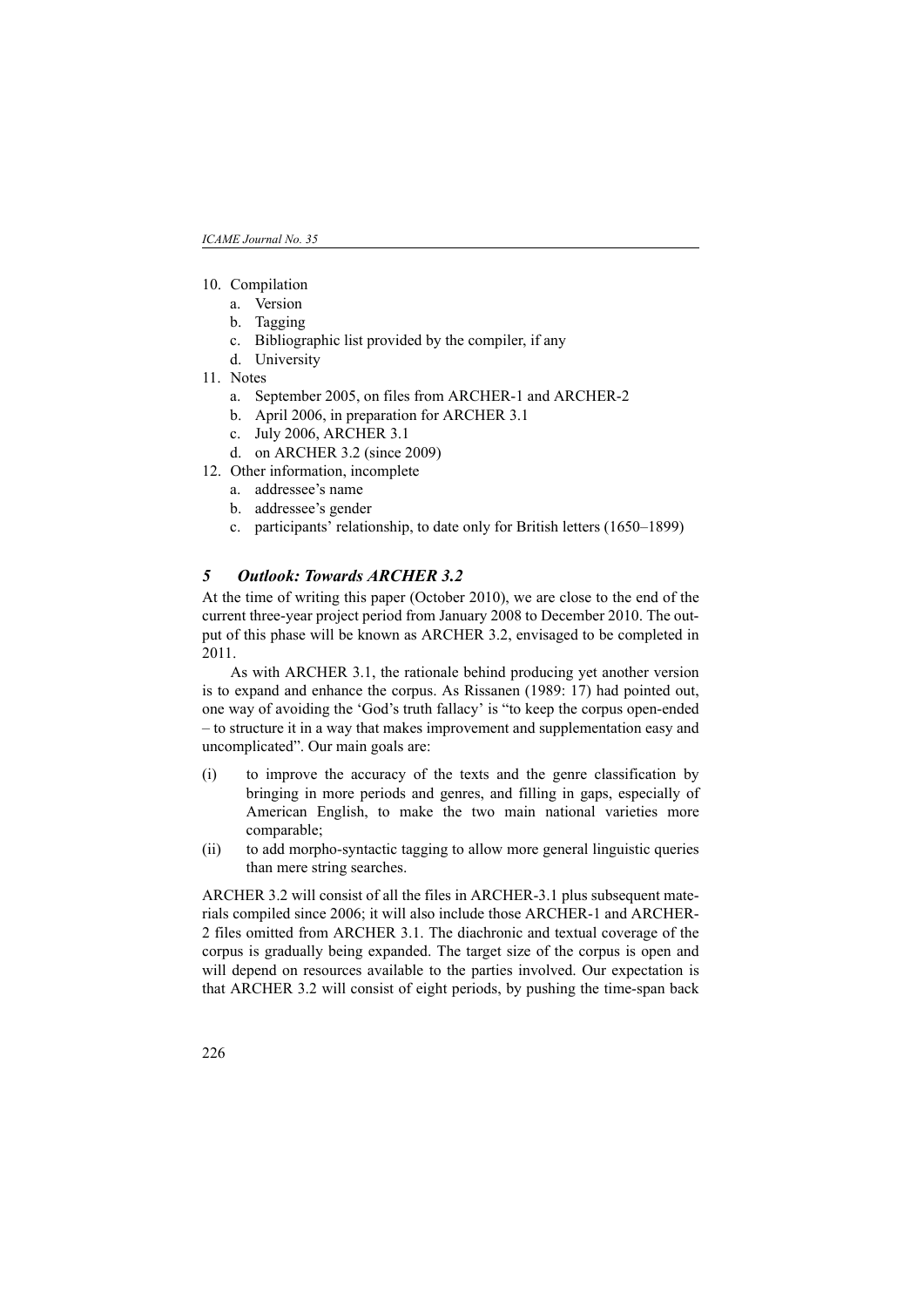10. Compilation
    a. Version
    b. Tagging
    c. Bibliographic list provided by the compiler, if any
    d. University
11. Notes
    a. September 2005, on files from ARCHER-1 and ARCHER-2
    b. April 2006, in preparation for ARCHER 3.1
    c. July 2006, ARCHER 3.1
    d. on ARCHER 3.2 (since 2009)
12. Other information, incomplete
    a. addressee's name
    b. addressee's gender
    c. participants' relationship, to date only for British letters (1650–1899)

## *5 Outlook: Towards ARCHER 3.2*

At the time of writing this paper (October 2010), we are close to the end of the current three-year project period from January 2008 to December 2010. The output of this phase will be known as ARCHER 3.2, envisaged to be completed in 2011.

As with ARCHER 3.1, the rationale behind producing yet another version is to expand and enhance the corpus. As Rissanen (1989: 17) had pointed out, one way of avoiding the 'God's truth fallacy' is "to keep the corpus open-ended – to structure it in a way that makes improvement and supplementation easy and uncomplicated". Our main goals are:

(i) to improve the accuracy of the texts and the genre classification by bringing in more periods and genres, and filling in gaps, especially of American English, to make the two main national varieties more comparable;

(ii) to add morpho-syntactic tagging to allow more general linguistic queries than mere string searches.

ARCHER 3.2 will consist of all the files in ARCHER-3.1 plus subsequent materials compiled since 2006; it will also include those ARCHER-1 and ARCHER-2 files omitted from ARCHER 3.1. The diachronic and textual coverage of the corpus is gradually being expanded. The target size of the corpus is open and will depend on resources available to the parties involved. Our expectation is that ARCHER 3.2 will consist of eight periods, by pushing the time-span back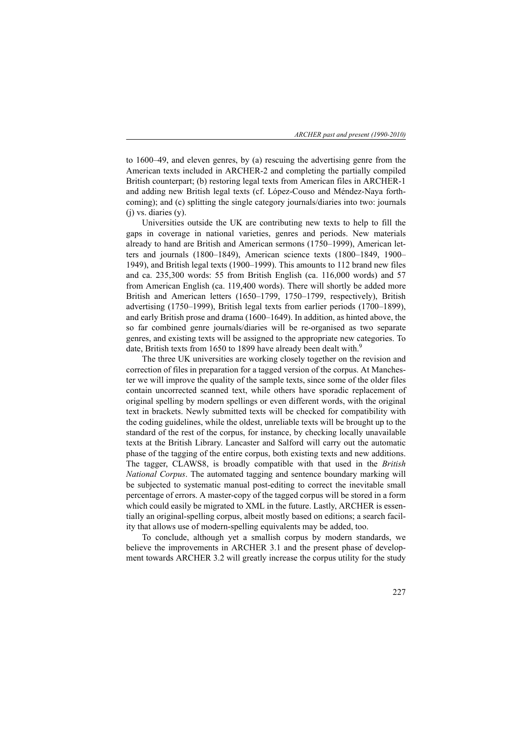to 1600–49, and eleven genres, by (a) rescuing the advertising genre from the American texts included in ARCHER-2 and completing the partially compiled British counterpart; (b) restoring legal texts from American files in ARCHER-1 and adding new British legal texts (cf. López-Couso and Méndez-Naya forthcoming); and (c) splitting the single category journals/diaries into two: journals (j) vs. diaries (y).

Universities outside the UK are contributing new texts to help to fill the gaps in coverage in national varieties, genres and periods. New materials already to hand are British and American sermons (1750–1999), American letters and journals (1800–1849), American science texts (1800–1849, 1900–1949), and British legal texts (1900–1999). This amounts to 112 brand new files and ca. 235,300 words: 55 from British English (ca. 116,000 words) and 57 from American English (ca. 119,400 words). There will shortly be added more British and American letters (1650–1799, 1750–1799, respectively), British advertising (1750–1999), British legal texts from earlier periods (1700–1899), and early British prose and drama (1600–1649). In addition, as hinted above, the so far combined genre journals/diaries will be re-organised as two separate genres, and existing texts will be assigned to the appropriate new categories. To date, British texts from 1650 to 1899 have already been dealt with.[9]

The three UK universities are working closely together on the revision and correction of files in preparation for a tagged version of the corpus. At Manchester we will improve the quality of the sample texts, since some of the older files contain uncorrected scanned text, while others have sporadic replacement of original spelling by modern spellings or even different words, with the original text in brackets. Newly submitted texts will be checked for compatibility with the coding guidelines, while the oldest, unreliable texts will be brought up to the standard of the rest of the corpus, for instance, by checking locally unavailable texts at the British Library. Lancaster and Salford will carry out the automatic phase of the tagging of the entire corpus, both existing texts and new additions. The tagger, CLAWS8, is broadly compatible with that used in the *British National Corpus*. The automated tagging and sentence boundary marking will be subjected to systematic manual post-editing to correct the inevitable small percentage of errors. A master-copy of the tagged corpus will be stored in a form which could easily be migrated to XML in the future. Lastly, ARCHER is essentially an original-spelling corpus, albeit mostly based on editions; a search facility that allows use of modern-spelling equivalents may be added, too.

To conclude, although yet a smallish corpus by modern standards, we believe the improvements in ARCHER 3.1 and the present phase of development towards ARCHER 3.2 will greatly increase the corpus utility for the study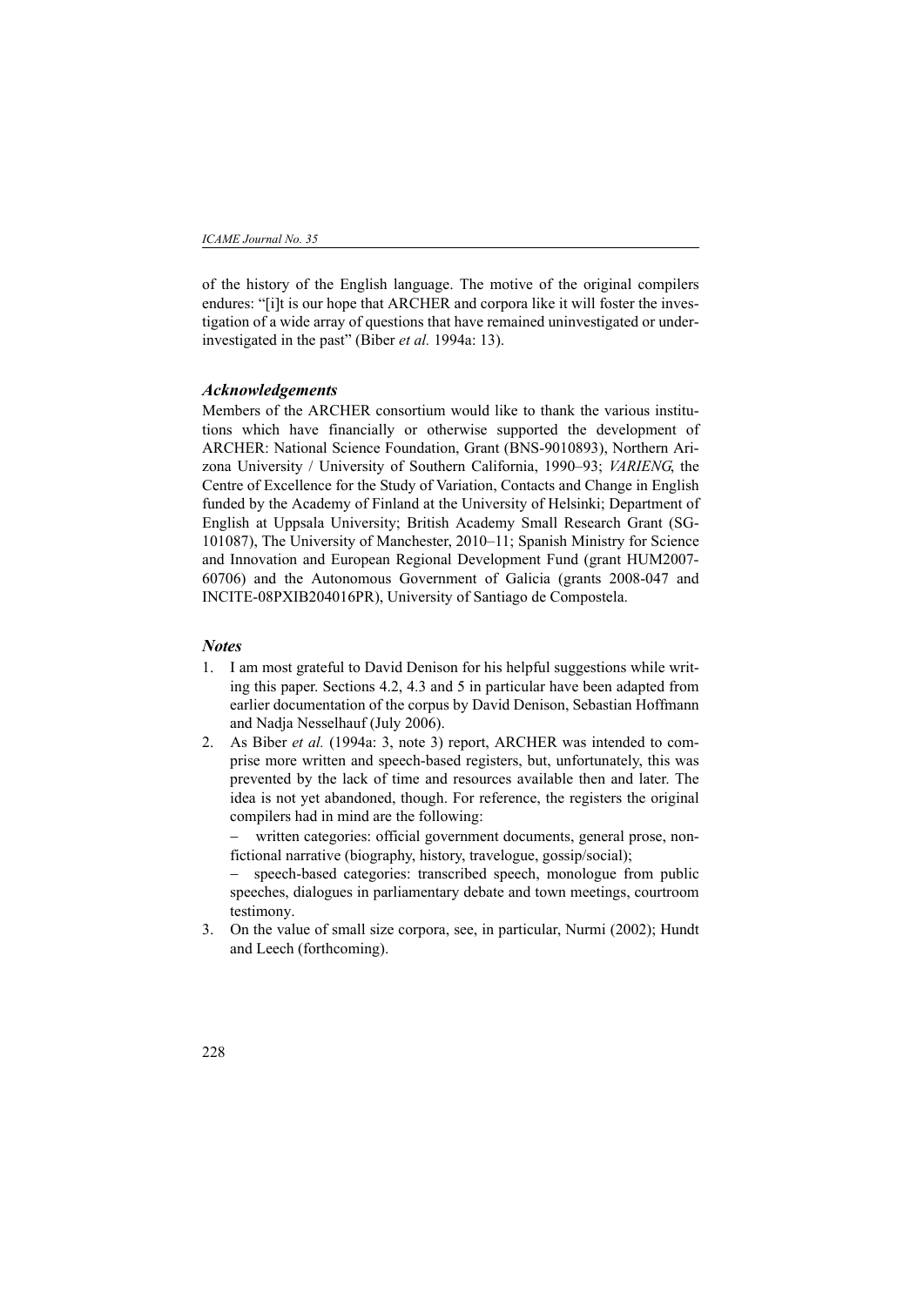of the history of the English language. The motive of the original compilers endures: "[i]t is our hope that ARCHER and corpora like it will foster the investigation of a wide array of questions that have remained uninvestigated or under-investigated in the past" (Biber *et al.* 1994a: 13).

### *Acknowledgements*

Members of the ARCHER consortium would like to thank the various institutions which have financially or otherwise supported the development of ARCHER: National Science Foundation, Grant (BNS-9010893), Northern Arizona University / University of Southern California, 1990–93; *VARIENG*, the Centre of Excellence for the Study of Variation, Contacts and Change in English funded by the Academy of Finland at the University of Helsinki; Department of English at Uppsala University; British Academy Small Research Grant (SG-101087), The University of Manchester, 2010–11; Spanish Ministry for Science and Innovation and European Regional Development Fund (grant HUM2007-60706) and the Autonomous Government of Galicia (grants 2008-047 and INCITE-08PXIB204016PR), University of Santiago de Compostela.

### *Notes*

1. I am most grateful to David Denison for his helpful suggestions while writing this paper. Sections 4.2, 4.3 and 5 in particular have been adapted from earlier documentation of the corpus by David Denison, Sebastian Hoffmann and Nadja Nesselhauf (July 2006).
2. As Biber *et al.* (1994a: 3, note 3) report, ARCHER was intended to comprise more written and speech-based registers, but, unfortunately, this was prevented by the lack of time and resources available then and later. The idea is not yet abandoned, though. For reference, the registers the original compilers had in mind are the following:
   - written categories: official government documents, general prose, non-fictional narrative (biography, history, travelogue, gossip/social);
   - speech-based categories: transcribed speech, monologue from public speeches, dialogues in parliamentary debate and town meetings, courtroom testimony.
3. On the value of small size corpora, see, in particular, Nurmi (2002); Hundt and Leech (forthcoming).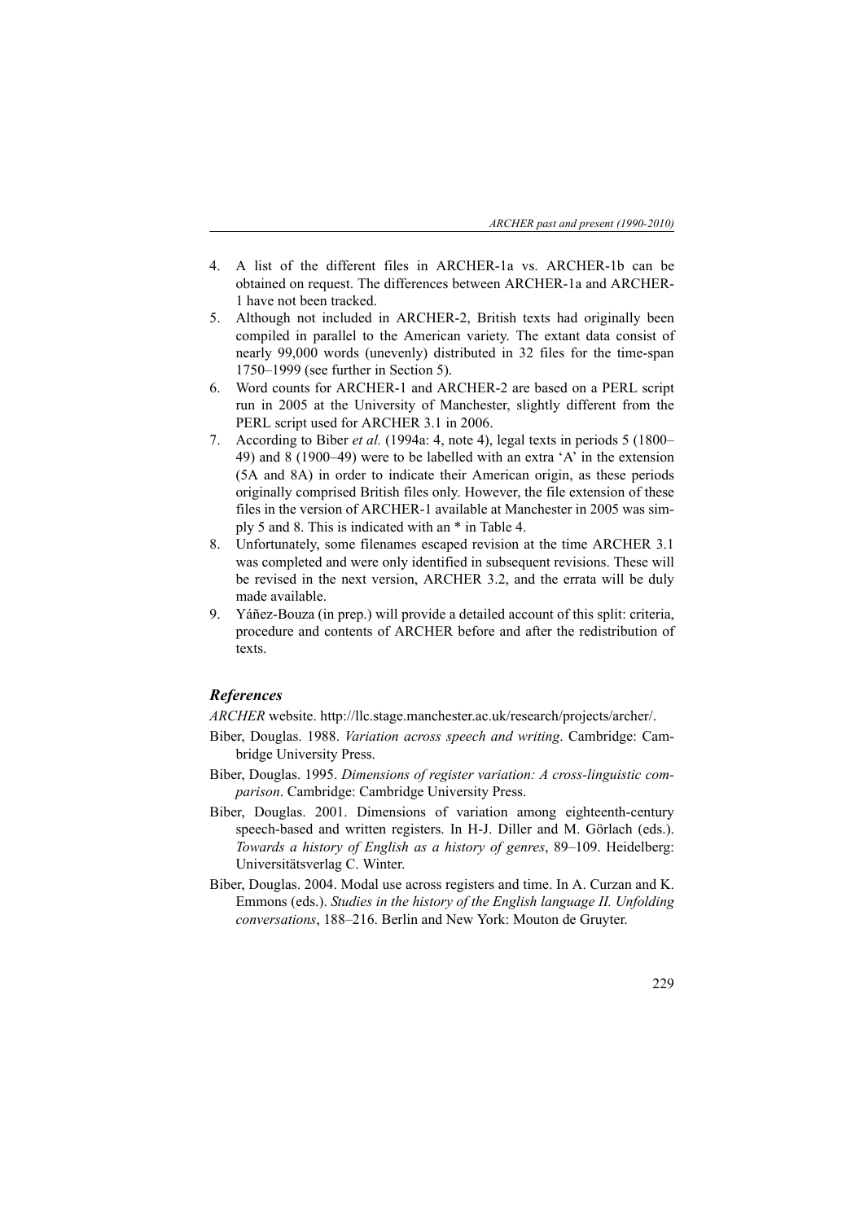4. A list of the different files in ARCHER-1a vs. ARCHER-1b can be obtained on request. The differences between ARCHER-1a and ARCHER-1 have not been tracked.
5. Although not included in ARCHER-2, British texts had originally been compiled in parallel to the American variety. The extant data consist of nearly 99,000 words (unevenly) distributed in 32 files for the time-span 1750–1999 (see further in Section 5).
6. Word counts for ARCHER-1 and ARCHER-2 are based on a PERL script run in 2005 at the University of Manchester, slightly different from the PERL script used for ARCHER 3.1 in 2006.
7. According to Biber *et al.* (1994a: 4, note 4), legal texts in periods 5 (1800–49) and 8 (1900–49) were to be labelled with an extra 'A' in the extension (5A and 8A) in order to indicate their American origin, as these periods originally comprised British files only. However, the file extension of these files in the version of ARCHER-1 available at Manchester in 2005 was simply 5 and 8. This is indicated with an * in Table 4.
8. Unfortunately, some filenames escaped revision at the time ARCHER 3.1 was completed and were only identified in subsequent revisions. These will be revised in the next version, ARCHER 3.2, and the errata will be duly made available.
9. Yáñez-Bouza (in prep.) will provide a detailed account of this split: criteria, procedure and contents of ARCHER before and after the redistribution of texts.

### *References*

*ARCHER* website. http://llc.stage.manchester.ac.uk/research/projects/archer/.

Biber, Douglas. 1988. *Variation across speech and writing*. Cambridge: Cambridge University Press.

Biber, Douglas. 1995. *Dimensions of register variation: A cross-linguistic comparison*. Cambridge: Cambridge University Press.

Biber, Douglas. 2001. Dimensions of variation among eighteenth-century speech-based and written registers. In H-J. Diller and M. Görlach (eds.). *Towards a history of English as a history of genres*, 89–109. Heidelberg: Universitätsverlag C. Winter.

Biber, Douglas. 2004. Modal use across registers and time. In A. Curzan and K. Emmons (eds.). *Studies in the history of the English language II. Unfolding conversations*, 188–216. Berlin and New York: Mouton de Gruyter.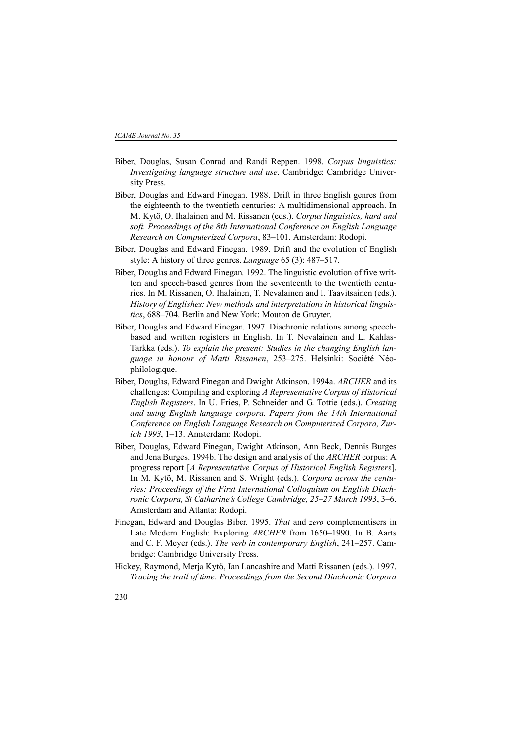Biber, Douglas, Susan Conrad and Randi Reppen. 1998. *Corpus linguistics: Investigating language structure and use*. Cambridge: Cambridge University Press.

Biber, Douglas and Edward Finegan. 1988. Drift in three English genres from the eighteenth to the twentieth centuries: A multidimensional approach. In M. Kytö, O. Ihalainen and M. Rissanen (eds.). *Corpus linguistics, hard and soft. Proceedings of the 8th International Conference on English Language Research on Computerized Corpora*, 83–101. Amsterdam: Rodopi.

Biber, Douglas and Edward Finegan. 1989. Drift and the evolution of English style: A history of three genres. *Language* 65 (3): 487–517.

Biber, Douglas and Edward Finegan. 1992. The linguistic evolution of five written and speech-based genres from the seventeenth to the twentieth centuries. In M. Rissanen, O. Ihalainen, T. Nevalainen and I. Taavitsainen (eds.). *History of Englishes: New methods and interpretations in historical linguistics*, 688–704. Berlin and New York: Mouton de Gruyter.

Biber, Douglas and Edward Finegan. 1997. Diachronic relations among speech-based and written registers in English. In T. Nevalainen and L. Kahlas-Tarkka (eds.). *To explain the present: Studies in the changing English language in honour of Matti Rissanen*, 253–275. Helsinki: Société Néophilologique.

Biber, Douglas, Edward Finegan and Dwight Atkinson. 1994a. *ARCHER* and its challenges: Compiling and exploring *A Representative Corpus of Historical English Registers*. In U. Fries, P. Schneider and G. Tottie (eds.). *Creating and using English language corpora. Papers from the 14th International Conference on English Language Research on Computerized Corpora, Zurich 1993*, 1–13. Amsterdam: Rodopi.

Biber, Douglas, Edward Finegan, Dwight Atkinson, Ann Beck, Dennis Burges and Jena Burges. 1994b. The design and analysis of the *ARCHER* corpus: A progress report [*A Representative Corpus of Historical English Registers*]. In M. Kytö, M. Rissanen and S. Wright (eds.). *Corpora across the centuries: Proceedings of the First International Colloquium on English Diachronic Corpora, St Catharine's College Cambridge, 25–27 March 1993*, 3–6. Amsterdam and Atlanta: Rodopi.

Finegan, Edward and Douglas Biber. 1995. *That* and *zero* complementisers in Late Modern English: Exploring *ARCHER* from 1650–1990. In B. Aarts and C. F. Meyer (eds.). *The verb in contemporary English*, 241–257. Cambridge: Cambridge University Press.

Hickey, Raymond, Merja Kytö, Ian Lancashire and Matti Rissanen (eds.). 1997. *Tracing the trail of time. Proceedings from the Second Diachronic Corpora*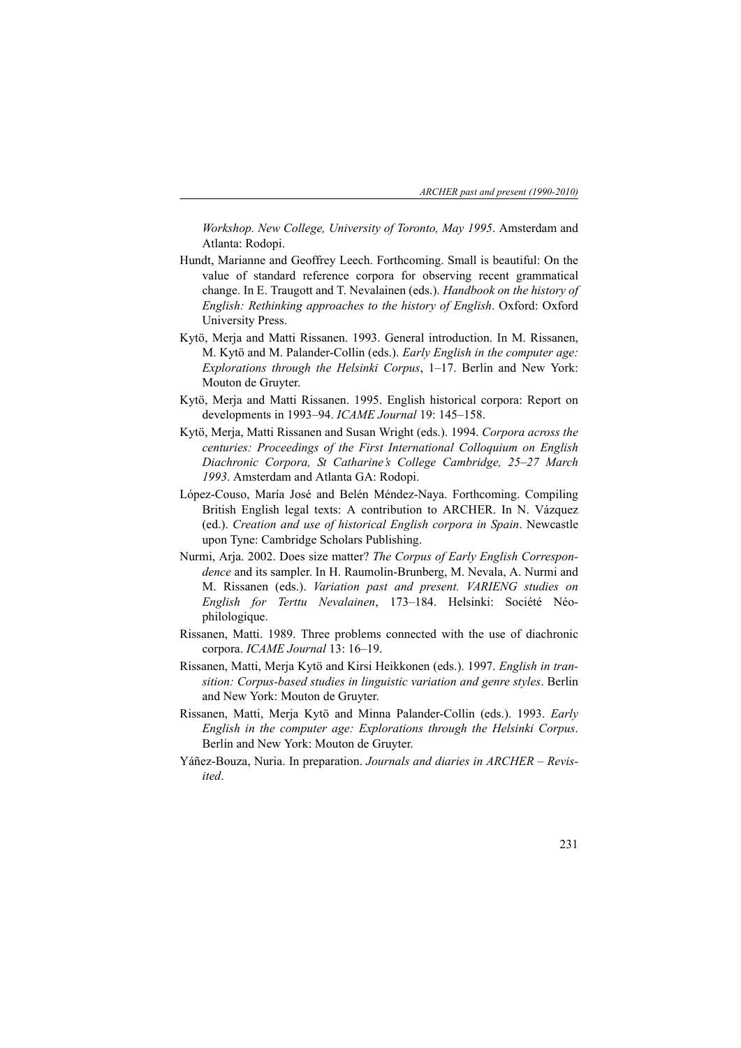*Workshop. New College, University of Toronto, May 1995*. Amsterdam and Atlanta: Rodopi.

Hundt, Marianne and Geoffrey Leech. Forthcoming. Small is beautiful: On the value of standard reference corpora for observing recent grammatical change. In E. Traugott and T. Nevalainen (eds.). *Handbook on the history of English: Rethinking approaches to the history of English*. Oxford: Oxford University Press.

Kytö, Merja and Matti Rissanen. 1993. General introduction. In M. Rissanen, M. Kytö and M. Palander-Collin (eds.). *Early English in the computer age: Explorations through the Helsinki Corpus*, 1–17. Berlin and New York: Mouton de Gruyter.

Kytö, Merja and Matti Rissanen. 1995. English historical corpora: Report on developments in 1993–94. *ICAME Journal* 19: 145–158.

Kytö, Merja, Matti Rissanen and Susan Wright (eds.). 1994. *Corpora across the centuries: Proceedings of the First International Colloquium on English Diachronic Corpora, St Catharine's College Cambridge, 25–27 March 1993*. Amsterdam and Atlanta GA: Rodopi.

López-Couso, María José and Belén Méndez-Naya. Forthcoming. Compiling British English legal texts: A contribution to ARCHER. In N. Vázquez (ed.). *Creation and use of historical English corpora in Spain*. Newcastle upon Tyne: Cambridge Scholars Publishing.

Nurmi, Arja. 2002. Does size matter? *The Corpus of Early English Correspondence* and its sampler. In H. Raumolin-Brunberg, M. Nevala, A. Nurmi and M. Rissanen (eds.). *Variation past and present. VARIENG studies on English for Terttu Nevalainen*, 173–184. Helsinki: Société Néophilologique.

Rissanen, Matti. 1989. Three problems connected with the use of diachronic corpora. *ICAME Journal* 13: 16–19.

Rissanen, Matti, Merja Kytö and Kirsi Heikkonen (eds.). 1997. *English in transition: Corpus-based studies in linguistic variation and genre styles*. Berlin and New York: Mouton de Gruyter.

Rissanen, Matti, Merja Kytö and Minna Palander-Collin (eds.). 1993. *Early English in the computer age: Explorations through the Helsinki Corpus*. Berlin and New York: Mouton de Gruyter.

Yáñez-Bouza, Nuria. In preparation. *Journals and diaries in ARCHER – Revisited*.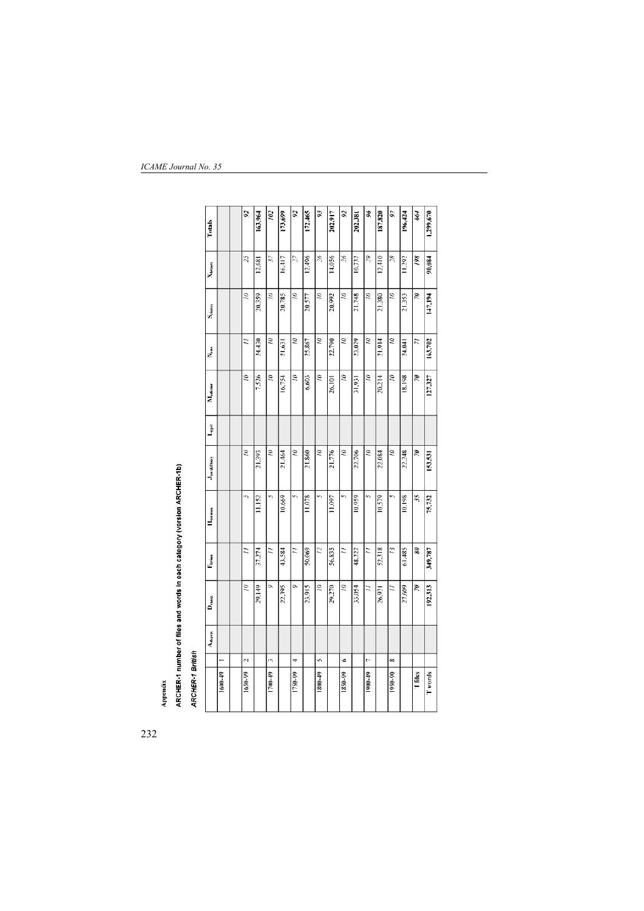## Appendix

### ARCHER-1 number of files and words in each category (version ARCHER-1b)

#### *ARCHER-1 British*

| | | $A_{advert}$ | $D_{rama}$ | $F_{iction}$ | $H_{sermon}$ | $J_{ournal/diary}$ | $L_{egal}$ | $M_{edicine}$ | $N_{ews}$ | $S_{cience}$ | $X_{letters}$ | Totals |
|---|---|---|---|---|---|---|---|---|---|---|---|---|
| 1600-49 | 1 | | | | | | | | | | | |
| | | | | | | | | | | | | |
| 1650-99 | 2 | | *10* | *11* | *5* | *10* | | *10* | *11* | *10* | *25* | ***92*** |
| | | | 29,149 | 37,274 | 11,152 | 21,393 | | 7,526 | 24,430 | 20,359 | 12,081 | **163,964** |
| 1700-49 | 3 | | *9* | *11* | *5* | *10* | | *10* | *10* | *10* | *37* | ***102*** |
| | | | 22,395 | 43,584 | 10,669 | 21,464 | | 16,754 | 21,631 | 20,785 | 16,417 | **173,699** |
| 1750-99 | 4 | | *9* | *11* | *5* | *10* | | *10* | *10* | *10* | *27* | ***92*** |
| | | | 23,915 | 50,069 | 11,078 | 21,860 | | 6,603 | 25,867 | 20,577 | 12,496 | **172,465** |
| 1800-49 | 5 | | *10* | *12* | *5* | *10* | | *10* | *10* | *10* | *26* | ***93*** |
| | | | 29,270 | 56,835 | 11,097 | 21,776 | | 26,101 | 22,790 | 20,992 | 14,056 | **202,917** |
| 1850-99 | 6 | | *10* | *11* | *5* | *10* | | *10* | *10* | *10* | *26* | ***92*** |
| | | | 33,054 | 48,222 | 10,959 | 22,706 | | 31,931 | 23,029 | 21,748 | 10,732 | **202,381** |
| 1900-49 | 7 | | *11* | *11* | *5* | *10* | | *10* | *10* | *10* | *29* | ***96*** |
| | | | 26,931 | 52,318 | 10,579 | 22,084 | | 20,214 | 21,914 | 21,380 | 12,410 | **187,820** |
| 1950-90 | 8 | | *11* | *13* | *5* | *10* | | *10* | *10* | *10* | *28* | ***97*** |
| | | | 27,609 | 61,485 | 10,198 | 22,248 | | 18,198 | 24,041 | 21,353 | 11,292 | **196,424** |
| **T files** | | | ***70*** | ***80*** | ***35*** | ***70*** | | ***70*** | ***71*** | ***70*** | ***198*** | ***664*** |
| **T words** | | | **192,313** | **349,787** | **75,732** | **153,531** | | **127,327** | **163,702** | **147,194** | **90,084** | **1,299,670** |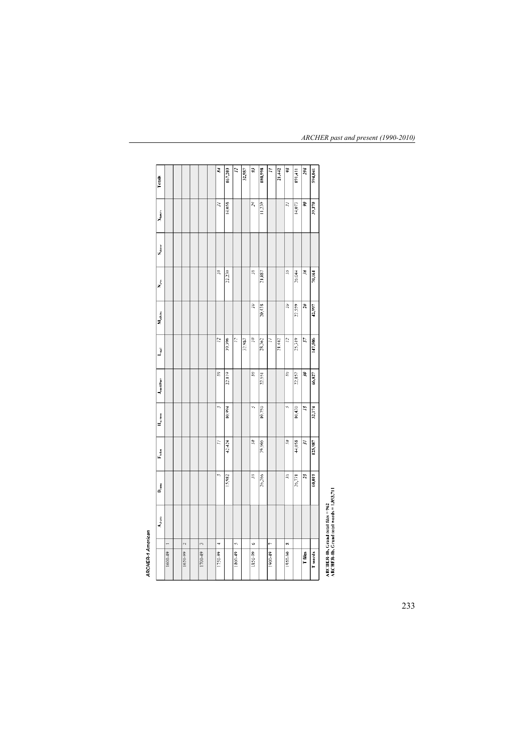*ARCHER-1 American*

| | | $A_{advert}$ | $D_{drama}$ | $F_{fiction}$ | $H_{sermon}$ | $J_{jour/Diar}$ | $L_{ett}$ | $M_{edicine}$ | $N_{ews}$ | $S_{cience}$ | $X_{legal}$ | Totals |
|---|---|---|---|---|---|---|---|---|---|---|---|---|
| 1600-49 | 1 | | | | | | | | | | | |
| | | | | | | | | | | | | |
| 1650-99 | 2 | | | | | | | | | | | |
| | | | | | | | | | | | | |
| 1700-49 | 3 | | | | | | | | | | | |
| | | | | | | | | | | | | |
| 1750-99 | 4 | | *5* | *11* | *5* | *10* | *12* | | *10* | | *31* | *84* |
| | | | 15,982 | 42,424 | 10,994 | 22,119 | 39,396 | | 22,230 | | 14,058 | 167,203 |
| 1800-49 | 5 | | | | | | *12* | | | | | *12* |
| | | | | | | | 32,987 | | | | | 32,987 |
| 1850-99 | 6 | | *10* | *10* | *5* | *10* | *10* | *10* | *10* | | *28* | *93* |
| | | | 26,266 | 39,505 | 10,750 | 22,551 | 28,362 | 20,438 | 21,887 | | 11,239 | 180,998 |
| 1900-49 | 7 | | | | | | *11* | | | | | *11* |
| | | | | | | | 21,442 | | | | | 21,442 |
| 1950-90 | 8 | | *10* | *10* | *5* | *10* | *12* | *10* | *10* | | *31* | *98* |
| | | | 26,771 | 44,958 | 10,430 | 22,157 | 25,319 | 22,559 | 26,044 | | 14,073 | 191,411 |
| **T files** | | | *25* | *31* | *15* | *30* | *57* | *20* | *30* | | *90* | *298* |
| **T words** | | | 69,019 | 125,987 | 32,174 | 66,827 | 147,506 | 42,997 | 70,161 | | 39,370 | 594,041 |

**ARCHER-1b. Grand total files = 962**
**ARCHER-1b. Grand total words = 1,893,711**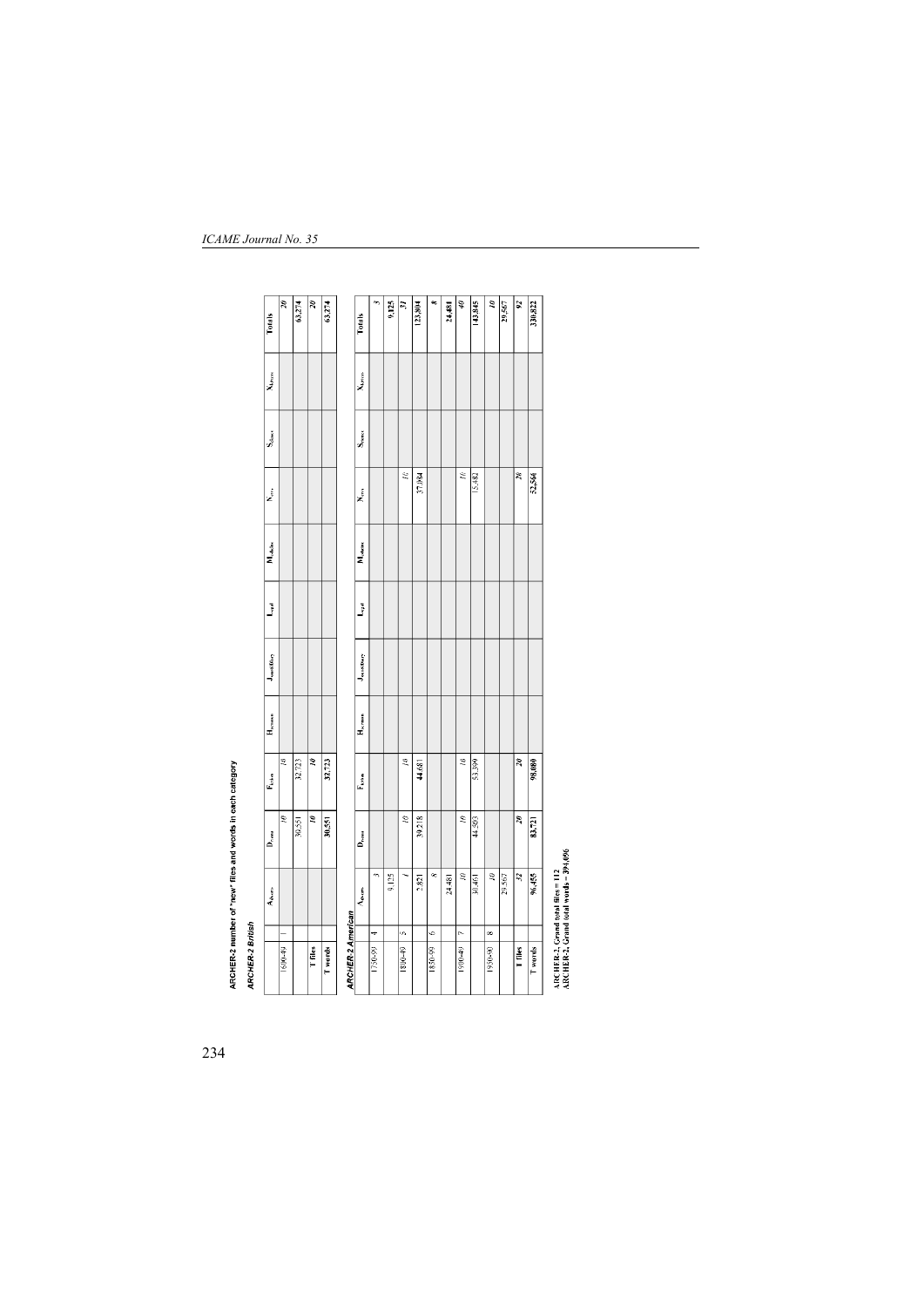ARCHER-2 number of "new" files and words in each category

*ARCHER-2 British*

| | | $A_{diary}$ | $D_{rama}$ | $F_{iction}$ | $H_{omily}$ | $J_{ournal/diary}$ | $L_{egal}$ | $M_{edicine}$ | $N_{ews}$ | $S_{cience}$ | $X_{letters}$ | Totals |
|---|---|---|---|---|---|---|---|---|---|---|---|---|
| 1600-49 | 1 | | *10* | *10* | | | | | | | | *20* |
| | | | 30,551 | 32,723 | | | | | | | | 63,274 |
| T files | | | *10* | *10* | | | | | | | | *20* |
| T words | | | 30,551 | 32,723 | | | | | | | | 63,274 |

*ARCHER-2 American*

| | | $A_{diary}$ | $D_{rama}$ | $F_{iction}$ | $H_{omily}$ | $J_{ournal/diary}$ | $L_{egal}$ | $M_{edicine}$ | $N_{ews}$ | $S_{cience}$ | $X_{letters}$ | Totals |
|---|---|---|---|---|---|---|---|---|---|---|---|---|
| 1750-99 | 4 | *3* | | | | | | | | | | *3* |
| | | 9,125 | | | | | | | | | | 9,125 |
| 1800-49 | 5 | *1* | *10* | *10* | | | | | *10* | | | *31* |
| | | 2,821 | 39,218 | 44,681 | | | | | 37,084 | | | 123,804 |
| 1850-99 | 6 | *8* | | | | | | | | | | *8* |
| | | 24,481 | | | | | | | | | | 24,481 |
| 1900-49 | 7 | *10* | *10* | *10* | | | | | *10* | | | *40* |
| | | 30,461 | 44,503 | 53,399 | | | | | 15,482 | | | 143,845 |
| 1950-90 | 8 | *10* | | | | | | | | | | *10* |
| | | 29,567 | | | | | | | | | | 29,567 |
| T files | | *32* | *20* | *20* | | | | | *20* | | | *92* |
| T words | | 96,455 | 83,721 | 98,080 | | | | | 52,566 | | | 330,822 |

**ARCHER-2, Grand total files = 112**
**ARCHER-2, Grand total words = 394,096**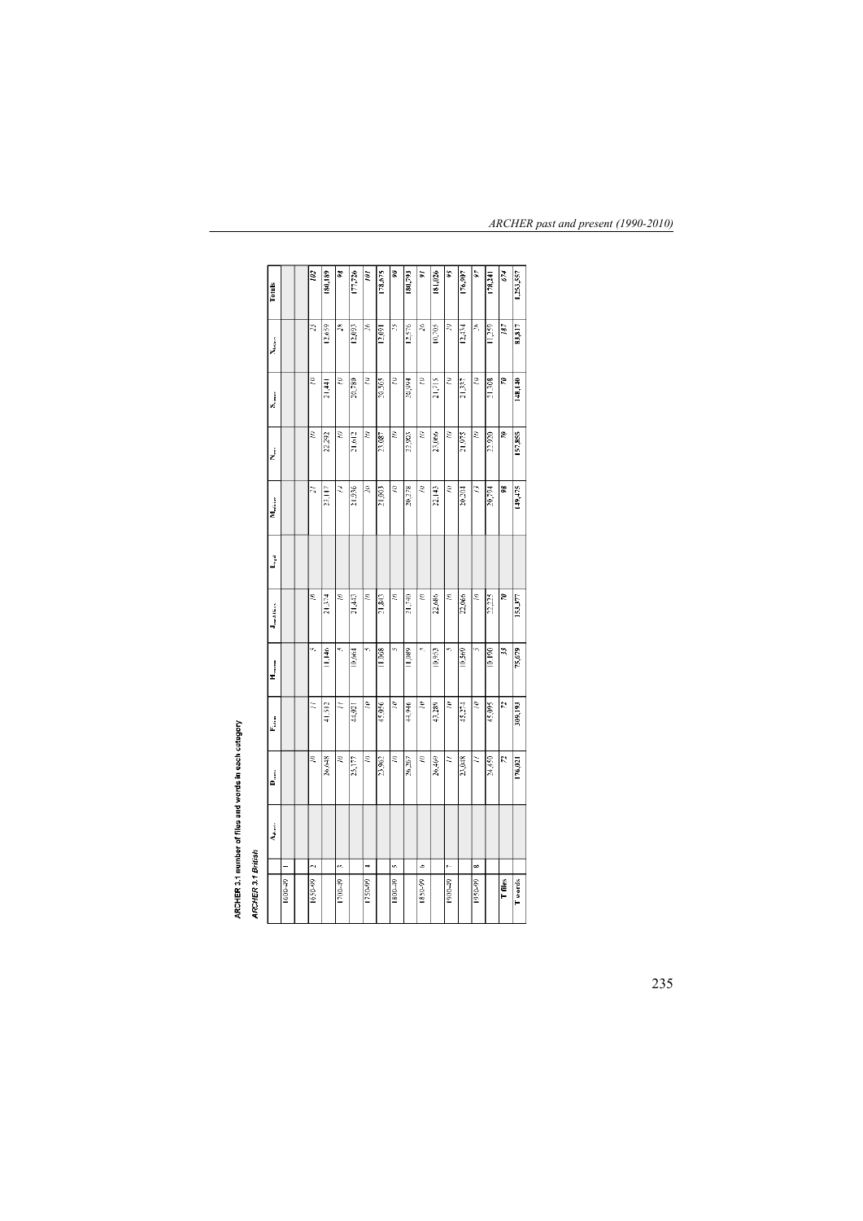ARCHER 3.1 number of files and words in each category

*ARCHER 3.1 British*

| | | $A_{advert}$ | $D_{diary}$ | $F_{fiction}$ | $H_{sermon}$ | $J_{periodicals}$ | $L_{legal}$ | $M_{medicine}$ | $N_{news}$ | $S_{science}$ | $X_{letters}$ | Totals |
|---|---|---|---|---|---|---|---|---|---|---|---|---|
| 1600-49 | 1 | | | | | | | | | | | |
| | | | | | | | | | | | | |
| 1650-99 | 2 | | *10* | *11* | *5* | *10* | | *21* | *10* | *10* | *23* | ***102*** |
| | | | 26,648 | 41,512 | 11,146 | 21,374 | | 23,117 | 22,292 | 21,441 | 12,659 | **180,189** |
| 1700-49 | 3 | | *10* | *11* | *5* | *10* | | *14* | *10* | *10* | *28* | ***98*** |
| | | | 25,177 | 44,021 | 10,664 | 21,443 | | 21,936 | 21,612 | 20,589 | 12,093 | **177,726** |
| 1750-99 | 4 | | *10* | *10* | *5* | *10* | | *20* | *10* | *10* | *26* | ***101*** |
| | | | 23,962 | 45,056 | 11,068 | 21,843 | | 21,003 | 23,087 | 20,565 | 12,091 | **178,675** |
| 1800-49 | 5 | | *10* | *10* | *5* | *10* | | *10* | *10* | *10* | *25* | ***90*** |
| | | | 26,267 | 44,946 | 11,089 | 21,740 | | 20,278 | 22,985 | 20,994 | 12,576 | **180,793** |
| 1850-99 | 6 | | *10* | *10* | *5* | *10* | | *10* | *10* | *10* | *26* | ***91*** |
| | | | 26,460 | 43,289 | 10,953 | 22,686 | | 22,143 | 23,066 | 21,715 | 10,705 | **181,026** |
| 1900-49 | 7 | | *11* | *10* | *5* | *10* | | *10* | *10* | *10* | *29* | ***95*** |
| | | | 23,048 | 45,274 | 10,569 | 22,066 | | 20,204 | 21,975 | 21,332 | 12,434 | **176,907** |
| 1950-99 | 8 | | *11* | *10* | *5* | *10* | | *13* | *10* | *10* | *28* | ***97*** |
| | | | 24,450 | 45,095 | 10,190 | 22,225 | | 20,754 | 22,920 | 21,508 | 11,259 | **178,341** |
| **T files** | | | ***72*** | ***72*** | ***35*** | ***70*** | | ***98*** | ***70*** | ***70*** | ***187*** | ***674*** |
| **T words** | | | **176,021** | **309,193** | **75,679** | **153,377** | | **149,435** | **157,855** | **148,140** | **83,817** | **1,253,557** |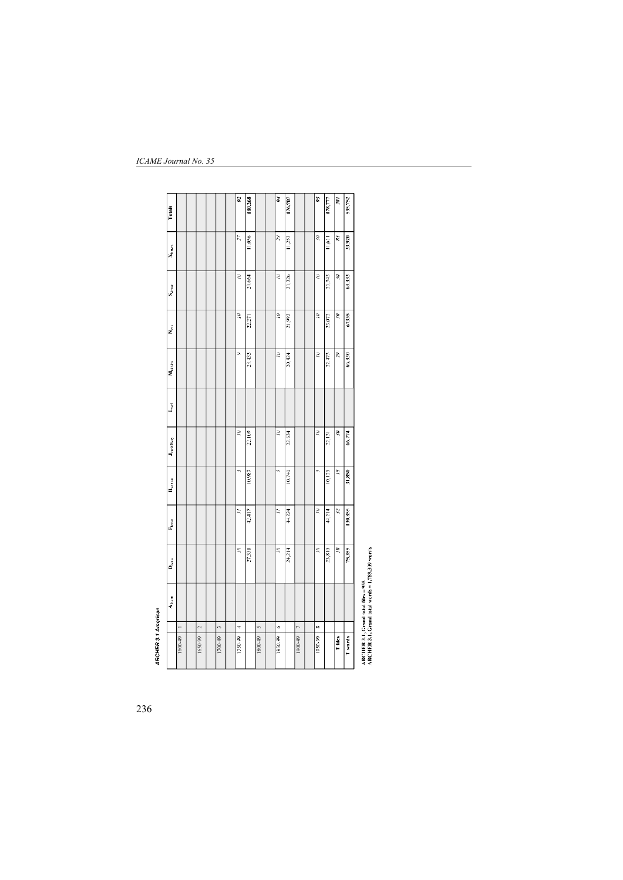***ARCHER 3.1 American***

| | | $A_{diary}$ | $D_{drama}$ | $F_{fiction}$ | $H_{homily}$ | $J_{journal}$ | $L_{legal}$ | $M_{medicine}$ | $N_{news}$ | $S_{science}$ | $X_{letters}$ | Totals |
|---|---|---|---|---|---|---|---|---|---|---|---|---|
| 1600-49 | 1 | | | | | | | | | | | |
| | | | | | | | | | | | | |
| 1650-99 | 2 | | | | | | | | | | | |
| | | | | | | | | | | | | |
| 1700-49 | 3 | | | | | | | | | | | |
| | | | | | | | | | | | | |
| 1750-99 | 4 | | *10* | *11* | *5* | *10* | | *9* | *10* | *10* | *27* | **92** |
| | | | 27,331 | 42,417 | 10,987 | 22,109 | | 23,433 | 22,271 | 20,664 | 11,056 | **180,268** |
| 1800-49 | 5 | | | | | | | | | | | |
| | | | | | | | | | | | | |
| 1850-99 | 6 | | *10* | *11* | *5* | *10* | | *10* | *10* | *10* | *28* | **94** |
| | | | 24,214 | 44,224 | 10,740 | 22,534 | | 20,424 | 21,992 | 21,326 | 11,253 | **176,707** |
| 1900-49 | 7 | | | | | | | | | | | |
| | | | | | | | | | | | | |
| 1950-99 | 8 | | *10* | *10* | *5* | *10* | | *10* | *10* | *10* | *30* | **95** |
| | | | 23,810 | 44,214 | 10,123 | 22,131 | | 22,473 | 23,072 | 21,343 | 11,611 | **178,777** |
| **T files** | | | ***30*** | ***32*** | ***15*** | ***30*** | | ***29*** | ***30*** | ***30*** | ***85*** | ***281*** |
| **T words** | | | **75,355** | **130,855** | **31,850** | **66,774** | | **66,330** | **67,335** | **63,333** | **33,920** | **535,752** |

**ARCHER 3.1, Grand total files = 955**
**ARCHER 3.1, Grand total words = 1,789,309 words**